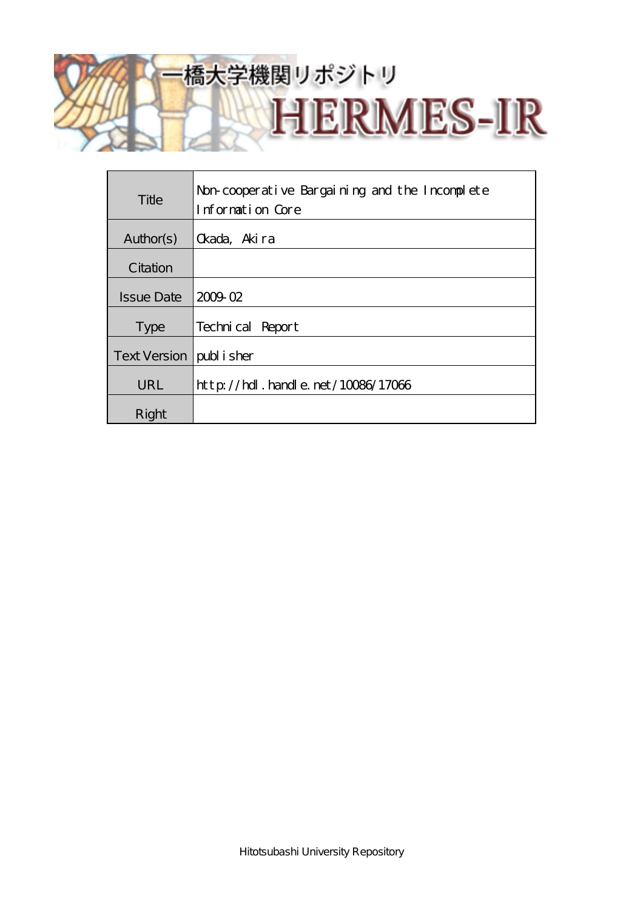一橋大学機関リポジトリ

HERMES-IR

| Title | Non-cooperative Bargaining and the Incomplete Information Core |
| --- | --- |
| Author(s) | Okada, Akira |
| Citation | |
| Issue Date | 2009-02 |
| Type | Technical Report |
| Text Version | publisher |
| URL | http://hdl.handle.net/10086/17066 |
| Right | |

Hitotsubashi University Repository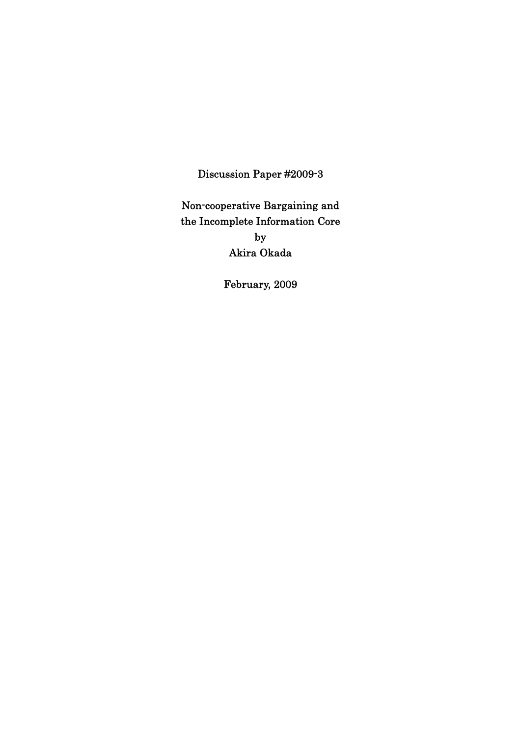Discussion Paper #2009-3

# Non-cooperative Bargaining and the Incomplete Information Core

by

Akira Okada

February, 2009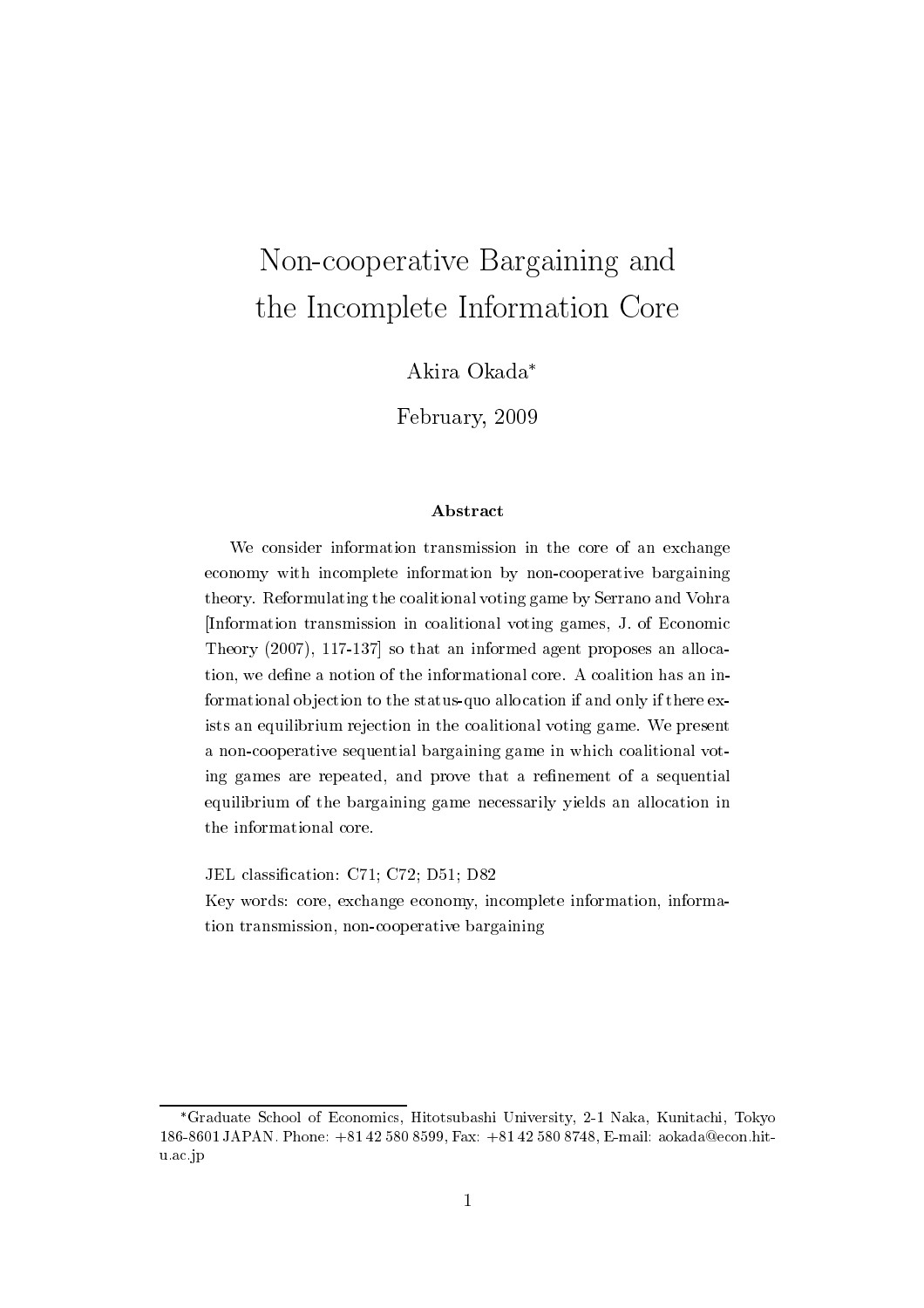# Non-cooperative Bargaining and the Incomplete Information Core

Akira Okada*

February, 2009

### Abstract

We consider information transmission in the core of an exchange economy with incomplete information by non-cooperative bargaining theory. Reformulating the coalitional voting game by Serrano and Vohra [Information transmission in coalitional voting games, J. of Economic Theory (2007), 117-137] so that an informed agent proposes an allocation, we define a notion of the informational core. A coalition has an informational objection to the status-quo allocation if and only if there exists an equilibrium rejection in the coalitional voting game. We present a non-cooperative sequential bargaining game in which coalitional voting games are repeated, and prove that a refinement of a sequential equilibrium of the bargaining game necessarily yields an allocation in the informational core.

JEL classification: C71; C72; D51; D82

Key words: core, exchange economy, incomplete information, information transmission, non-cooperative bargaining

---

*Graduate School of Economics, Hitotsubashi University, 2-1 Naka, Kunitachi, Tokyo 186-8601 JAPAN. Phone: +81 42 580 8599, Fax: +81 42 580 8748, E-mail: aokada@econ.hit-u.ac.jp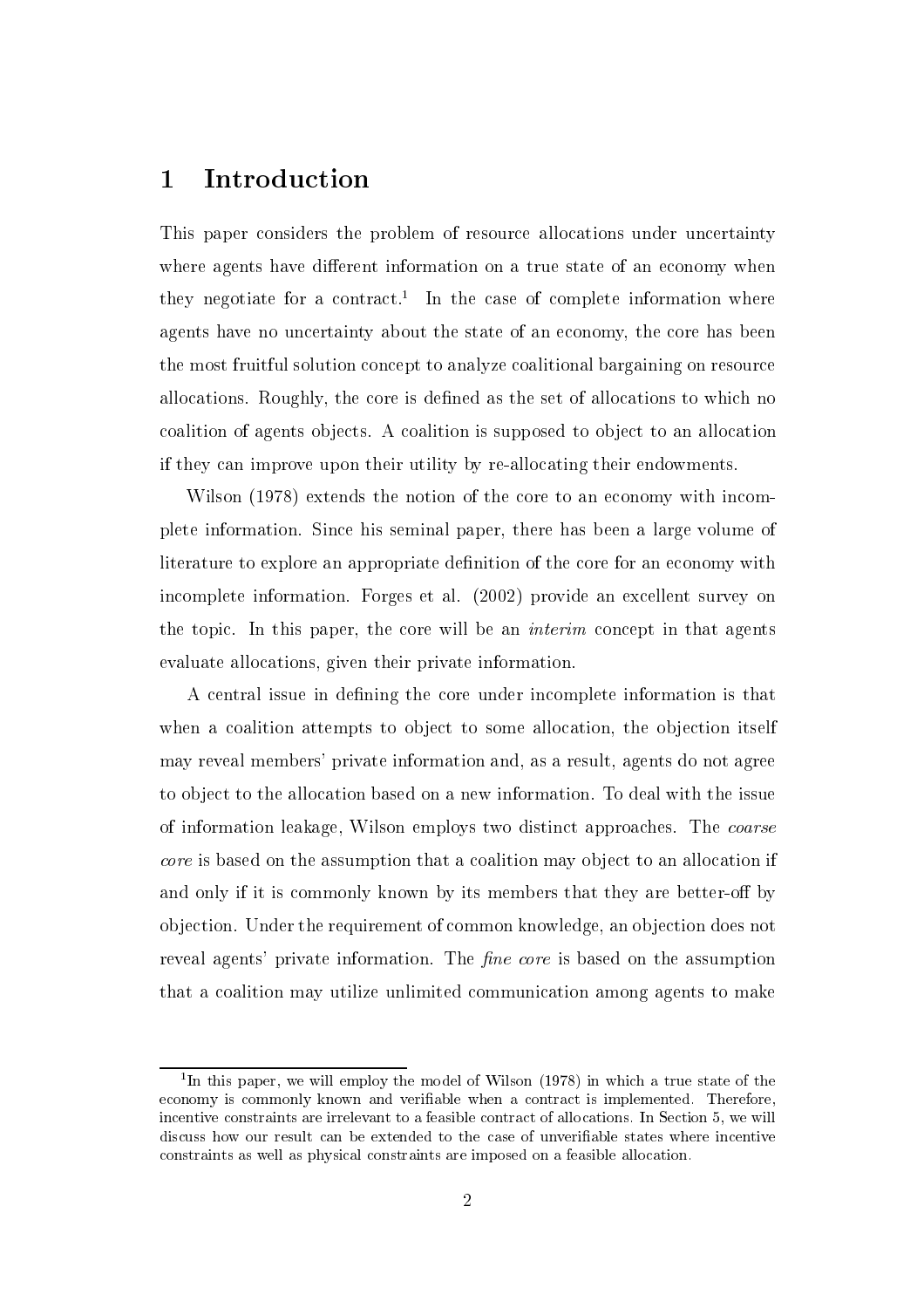# 1 Introduction

This paper considers the problem of resource allocations under uncertainty where agents have different information on a true state of an economy when they negotiate for a contract.[1] In the case of complete information where agents have no uncertainty about the state of an economy, the core has been the most fruitful solution concept to analyze coalitional bargaining on resource allocations. Roughly, the core is defined as the set of allocations to which no coalition of agents objects. A coalition is supposed to object to an allocation if they can improve upon their utility by re-allocating their endowments.

Wilson (1978) extends the notion of the core to an economy with incomplete information. Since his seminal paper, there has been a large volume of literature to explore an appropriate definition of the core for an economy with incomplete information. Forges et al. (2002) provide an excellent survey on the topic. In this paper, the core will be an *interim* concept in that agents evaluate allocations, given their private information.

A central issue in defining the core under incomplete information is that when a coalition attempts to object to some allocation, the objection itself may reveal members' private information and, as a result, agents do not agree to object to the allocation based on a new information. To deal with the issue of information leakage, Wilson employs two distinct approaches. The *coarse core* is based on the assumption that a coalition may object to an allocation if and only if it is commonly known by its members that they are better-off by objection. Under the requirement of common knowledge, an objection does not reveal agents' private information. The *fine core* is based on the assumption that a coalition may utilize unlimited communication among agents to make

[1] In this paper, we will employ the model of Wilson (1978) in which a true state of the economy is commonly known and verifiable when a contract is implemented. Therefore, incentive constraints are irrelevant to a feasible contract of allocations. In Section 5, we will discuss how our result can be extended to the case of unverifiable states where incentive constraints as well as physical constraints are imposed on a feasible allocation.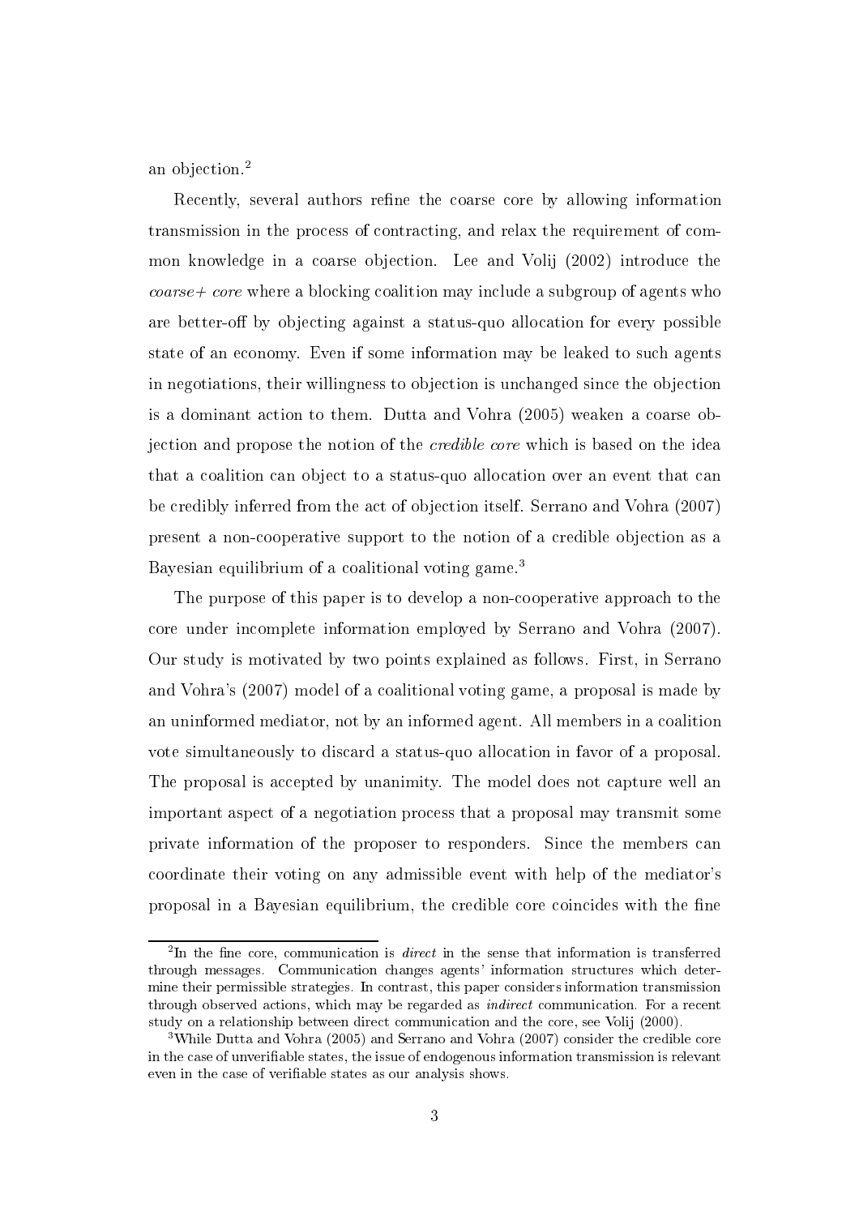an objection.[2]

Recently, several authors refine the coarse core by allowing information transmission in the process of contracting, and relax the requirement of common knowledge in a coarse objection. Lee and Volij (2002) introduce the *coarse+ core* where a blocking coalition may include a subgroup of agents who are better-off by objecting against a status-quo allocation for every possible state of an economy. Even if some information may be leaked to such agents in negotiations, their willingness to objection is unchanged since the objection is a dominant action to them. Dutta and Vohra (2005) weaken a coarse objection and propose the notion of the *credible core* which is based on the idea that a coalition can object to a status-quo allocation over an event that can be credibly inferred from the act of objection itself. Serrano and Vohra (2007) present a non-cooperative support to the notion of a credible objection as a Bayesian equilibrium of a coalitional voting game.[3]

The purpose of this paper is to develop a non-cooperative approach to the core under incomplete information employed by Serrano and Vohra (2007). Our study is motivated by two points explained as follows. First, in Serrano and Vohra's (2007) model of a coalitional voting game, a proposal is made by an uninformed mediator, not by an informed agent. All members in a coalition vote simultaneously to discard a status-quo allocation in favor of a proposal. The proposal is accepted by unanimity. The model does not capture well an important aspect of a negotiation process that a proposal may transmit some private information of the proposer to responders. Since the members can coordinate their voting on any admissible event with help of the mediator's proposal in a Bayesian equilibrium, the credible core coincides with the fine

---

[2] In the fine core, communication is *direct* in the sense that information is transferred through messages. Communication changes agents' information structures which determine their permissible strategies. In contrast, this paper considers information transmission through observed actions, which may be regarded as *indirect* communication. For a recent study on a relationship between direct communication and the core, see Volij (2000).

[3] While Dutta and Vohra (2005) and Serrano and Vohra (2007) consider the credible core in the case of unverifiable states, the issue of endogenous information transmission is relevant even in the case of verifiable states as our analysis shows.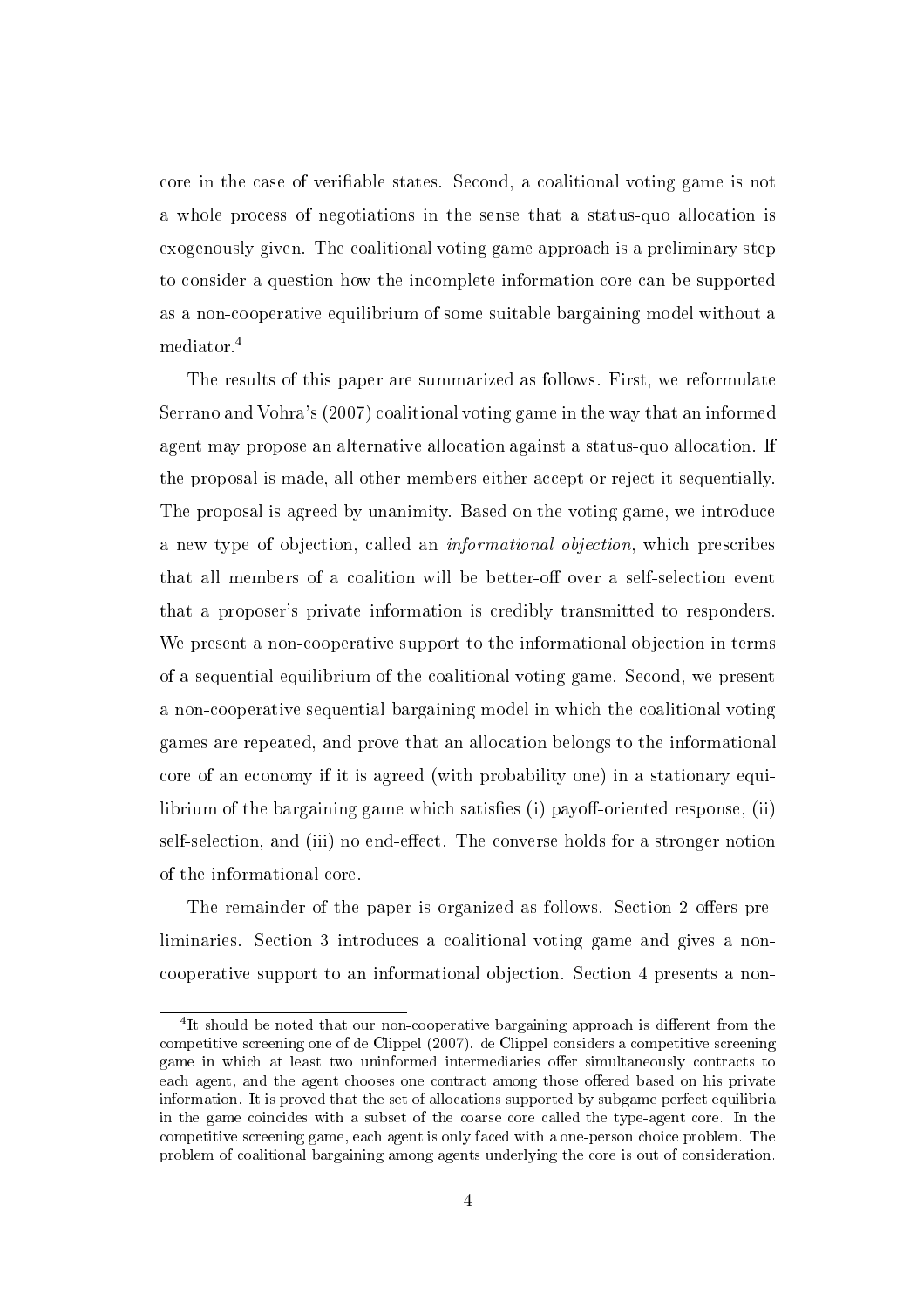core in the case of verifiable states. Second, a coalitional voting game is not a whole process of negotiations in the sense that a status-quo allocation is exogenously given. The coalitional voting game approach is a preliminary step to consider a question how the incomplete information core can be supported as a non-cooperative equilibrium of some suitable bargaining model without a mediator.[4]

The results of this paper are summarized as follows. First, we reformulate Serrano and Vohra's (2007) coalitional voting game in the way that an informed agent may propose an alternative allocation against a status-quo allocation. If the proposal is made, all other members either accept or reject it sequentially. The proposal is agreed by unanimity. Based on the voting game, we introduce a new type of objection, called an *informational objection*, which prescribes that all members of a coalition will be better-off over a self-selection event that a proposer's private information is credibly transmitted to responders. We present a non-cooperative support to the informational objection in terms of a sequential equilibrium of the coalitional voting game. Second, we present a non-cooperative sequential bargaining model in which the coalitional voting games are repeated, and prove that an allocation belongs to the informational core of an economy if it is agreed (with probability one) in a stationary equilibrium of the bargaining game which satisfies (i) payoff-oriented response, (ii) self-selection, and (iii) no end-effect. The converse holds for a stronger notion of the informational core.

The remainder of the paper is organized as follows. Section 2 offers preliminaries. Section 3 introduces a coalitional voting game and gives a non-cooperative support to an informational objection. Section 4 presents a non-

[4]It should be noted that our non-cooperative bargaining approach is different from the competitive screening one of de Clippel (2007). de Clippel considers a competitive screening game in which at least two uninformed intermediaries offer simultaneously contracts to each agent, and the agent chooses one contract among those offered based on his private information. It is proved that the set of allocations supported by subgame perfect equilibria in the game coincides with a subset of the coarse core called the type-agent core. In the competitive screening game, each agent is only faced with a one-person choice problem. The problem of coalitional bargaining among agents underlying the core is out of consideration.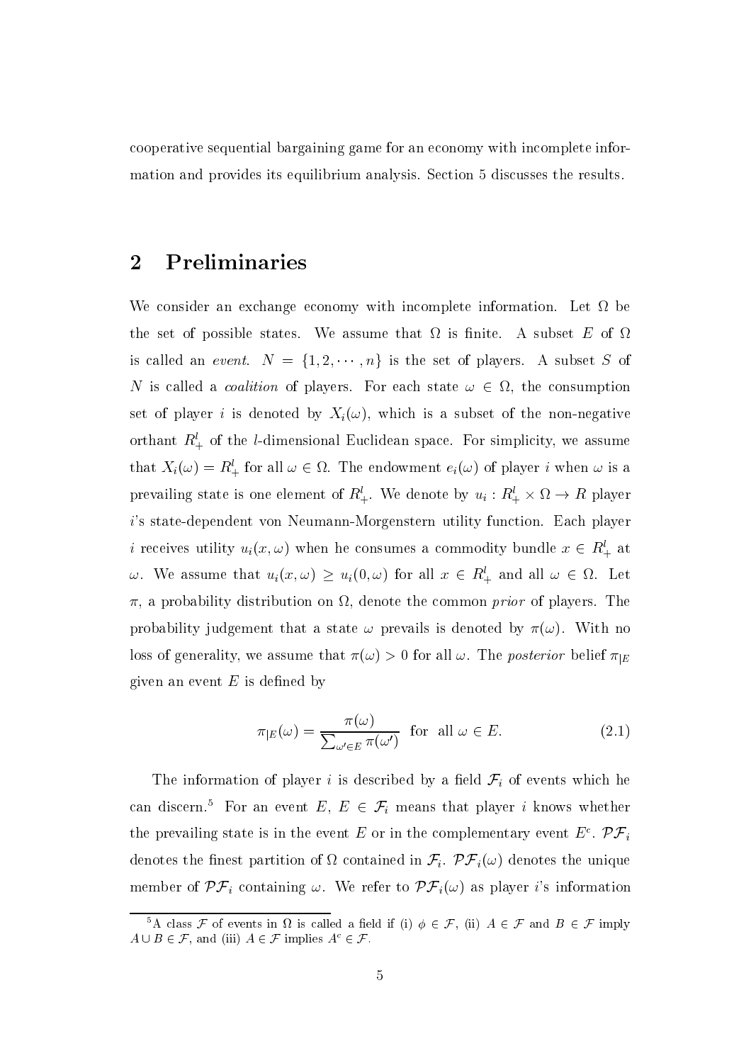cooperative sequential bargaining game for an economy with incomplete information and provides its equilibrium analysis. Section 5 discusses the results.

## 2 Preliminaries

We consider an exchange economy with incomplete information. Let $\Omega$ be the set of possible states. We assume that $\Omega$ is finite. A subset $E$ of $\Omega$ is called an *event*. $N = \{1, 2, \cdots, n\}$ is the set of players. A subset $S$ of $N$ is called a *coalition* of players. For each state $\omega \in \Omega$, the consumption set of player $i$ is denoted by $X_i(\omega)$, which is a subset of the non-negative orthant $R^l_+$ of the $l$-dimensional Euclidean space. For simplicity, we assume that $X_i(\omega) = R^l_+$ for all $\omega \in \Omega$. The endowment $e_i(\omega)$ of player $i$ when $\omega$ is a prevailing state is one element of $R^l_+$. We denote by $u_i : R^l_+ \times \Omega \to R$ player $i$'s state-dependent von Neumann-Morgenstern utility function. Each player $i$ receives utility $u_i(x, \omega)$ when he consumes a commodity bundle $x \in R^l_+$ at $\omega$. We assume that $u_i(x, \omega) \geq u_i(0, \omega)$ for all $x \in R^l_+$ and all $\omega \in \Omega$. Let $\pi$, a probability distribution on $\Omega$, denote the common *prior* of players. The probability judgement that a state $\omega$ prevails is denoted by $\pi(\omega)$. With no loss of generality, we assume that $\pi(\omega) > 0$ for all $\omega$. The *posterior* belief $\pi_{|E}$ given an event $E$ is defined by

$$\pi_{|E}(\omega) = \frac{\pi(\omega)}{\sum_{\omega' \in E} \pi(\omega')} \quad \text{for all } \omega \in E. \tag{2.1}$$

The information of player $i$ is described by a field $\mathcal{F}_i$ of events which he can discern.[5] For an event $E$, $E \in \mathcal{F}_i$ means that player $i$ knows whether the prevailing state is in the event $E$ or in the complementary event $E^c$. $\mathcal{PF}_i$ denotes the finest partition of $\Omega$ contained in $\mathcal{F}_i$. $\mathcal{PF}_i(\omega)$ denotes the unique member of $\mathcal{PF}_i$ containing $\omega$. We refer to $\mathcal{PF}_i(\omega)$ as player $i$'s information

---

[5] A class $\mathcal{F}$ of events in $\Omega$ is called a field if (i) $\phi \in \mathcal{F}$, (ii) $A \in \mathcal{F}$ and $B \in \mathcal{F}$ imply $A \cup B \in \mathcal{F}$, and (iii) $A \in \mathcal{F}$ implies $A^c \in \mathcal{F}$.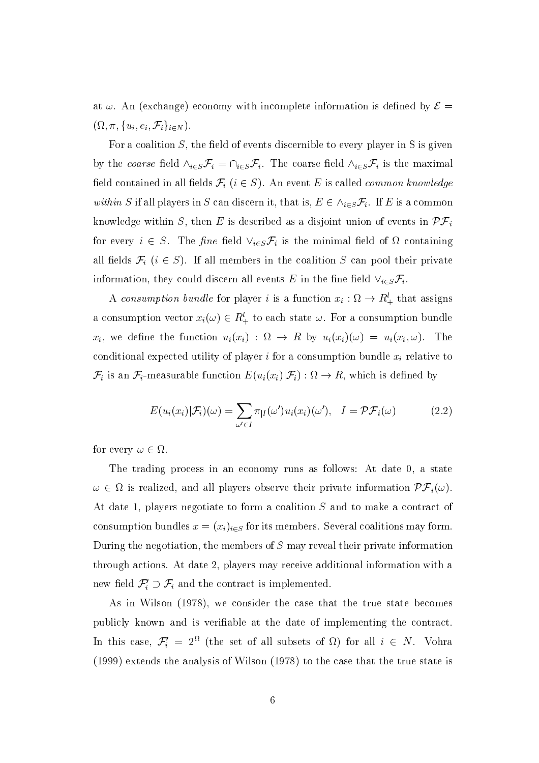at $\omega$. An (exchange) economy with incomplete information is defined by $\mathcal{E} = (\Omega, \pi, \{u_i, e_i, \mathcal{F}_i\}_{i \in N})$.

For a coalition $S$, the field of events discernible to every player in S is given by the *coarse* field $\wedge_{i \in S} \mathcal{F}_i = \cap_{i \in S} \mathcal{F}_i$. The coarse field $\wedge_{i \in S} \mathcal{F}_i$ is the maximal field contained in all fields $\mathcal{F}_i$ $(i \in S)$. An event $E$ is called *common knowledge within* $S$ if all players in $S$ can discern it, that is, $E \in \wedge_{i \in S} \mathcal{F}_i$. If $E$ is a common knowledge within $S$, then $E$ is described as a disjoint union of events in $\mathcal{PF}_i$ for every $i \in S$. The *fine* field $\vee_{i \in S} \mathcal{F}_i$ is the minimal field of $\Omega$ containing all fields $\mathcal{F}_i$ $(i \in S)$. If all members in the coalition $S$ can pool their private information, they could discern all events $E$ in the fine field $\vee_{i \in S} \mathcal{F}_i$.

A *consumption bundle* for player $i$ is a function $x_i : \Omega \to R^l_+$ that assigns a consumption vector $x_i(\omega) \in R^l_+$ to each state $\omega$. For a consumption bundle $x_i$, we define the function $u_i(x_i) : \Omega \to R$ by $u_i(x_i)(\omega) = u_i(x_i, \omega)$. The conditional expected utility of player $i$ for a consumption bundle $x_i$ relative to $\mathcal{F}_i$ is an $\mathcal{F}_i$-measurable function $E(u_i(x_i)|\mathcal{F}_i) : \Omega \to R$, which is defined by

$$E(u_i(x_i)|\mathcal{F}_i)(\omega) = \sum_{\omega' \in I} \pi_{|I}(\omega') u_i(x_i)(\omega'), \quad I = \mathcal{PF}_i(\omega) \tag{2.2}$$

for every $\omega \in \Omega$.

The trading process in an economy runs as follows: At date 0, a state $\omega \in \Omega$ is realized, and all players observe their private information $\mathcal{PF}_i(\omega)$. At date 1, players negotiate to form a coalition $S$ and to make a contract of consumption bundles $x = (x_i)_{i \in S}$ for its members. Several coalitions may form. During the negotiation, the members of $S$ may reveal their private information through actions. At date 2, players may receive additional information with a new field $\mathcal{F}'_i \supset \mathcal{F}_i$ and the contract is implemented.

As in Wilson (1978), we consider the case that the true state becomes publicly known and is verifiable at the date of implementing the contract. In this case, $\mathcal{F}'_i = 2^\Omega$ (the set of all subsets of $\Omega$) for all $i \in N$. Vohra (1999) extends the analysis of Wilson (1978) to the case that the true state is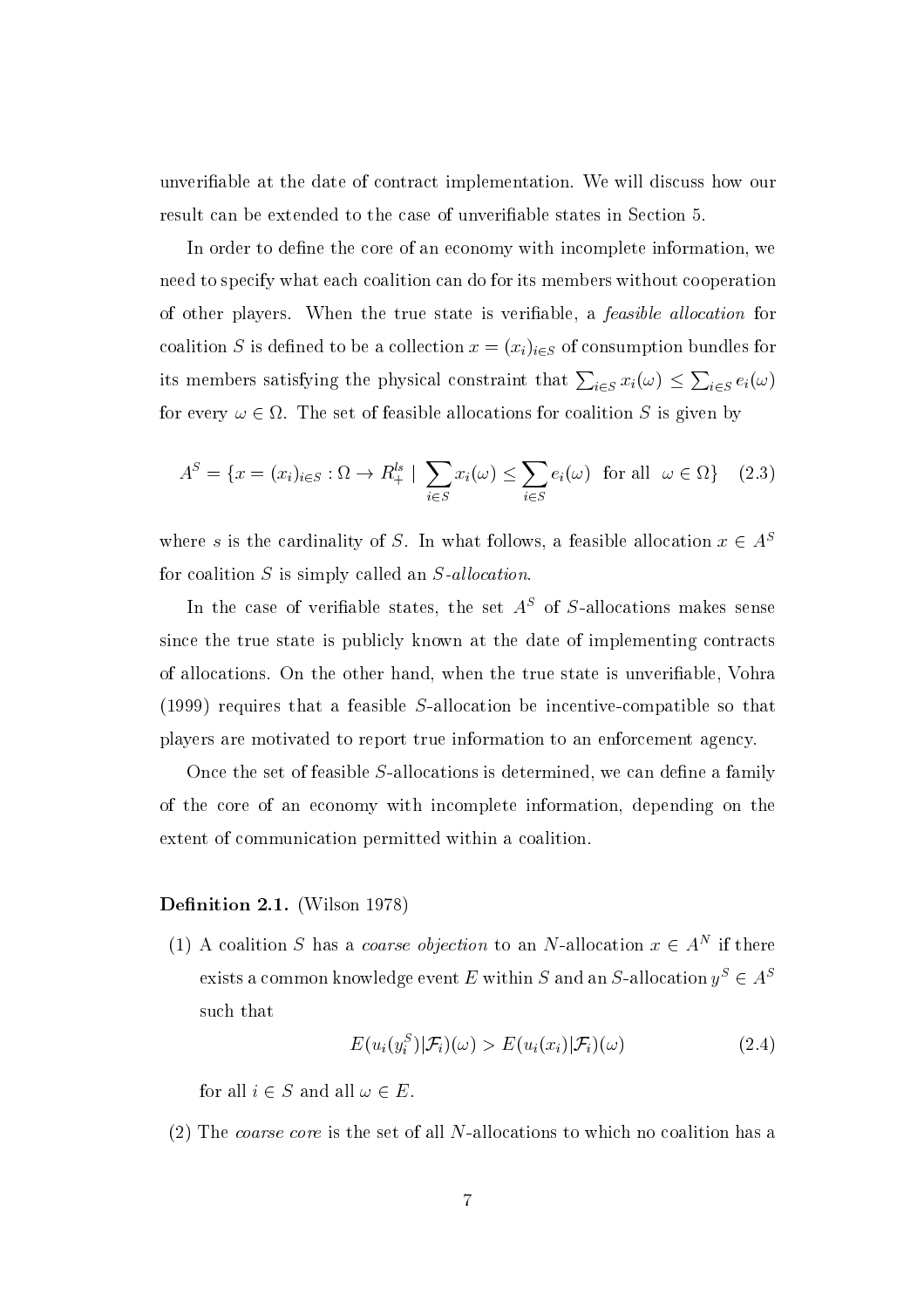unverifiable at the date of contract implementation. We will discuss how our result can be extended to the case of unverifiable states in Section 5.

In order to define the core of an economy with incomplete information, we need to specify what each coalition can do for its members without cooperation of other players. When the true state is verifiable, a *feasible allocation* for coalition $S$ is defined to be a collection $x = (x_i)_{i \in S}$ of consumption bundles for its members satisfying the physical constraint that $\sum_{i \in S} x_i(\omega) \leq \sum_{i \in S} e_i(\omega)$ for every $\omega \in \Omega$. The set of feasible allocations for coalition $S$ is given by

$$A^S = \{x = (x_i)_{i \in S} : \Omega \to R_+^{ls} \mid \sum_{i \in S} x_i(\omega) \leq \sum_{i \in S} e_i(\omega) \text{ for all } \omega \in \Omega\} \quad (2.3)$$

where $s$ is the cardinality of $S$. In what follows, a feasible allocation $x \in A^S$ for coalition $S$ is simply called an $S$*-allocation*.

In the case of verifiable states, the set $A^S$ of $S$-allocations makes sense since the true state is publicly known at the date of implementing contracts of allocations. On the other hand, when the true state is unverifiable, Vohra (1999) requires that a feasible $S$-allocation be incentive-compatible so that players are motivated to report true information to an enforcement agency.

Once the set of feasible $S$-allocations is determined, we can define a family of the core of an economy with incomplete information, depending on the extent of communication permitted within a coalition.

**Definition 2.1.** (Wilson 1978)

(1) A coalition $S$ has a *coarse objection* to an $N$-allocation $x \in A^N$ if there exists a common knowledge event $E$ within $S$ and an $S$-allocation $y^S \in A^S$ such that

$$E(u_i(y_i^S)|\mathcal{F}_i)(\omega) > E(u_i(x_i)|\mathcal{F}_i)(\omega) \quad (2.4)$$

for all $i \in S$ and all $\omega \in E$.

(2) The *coarse core* is the set of all $N$-allocations to which no coalition has a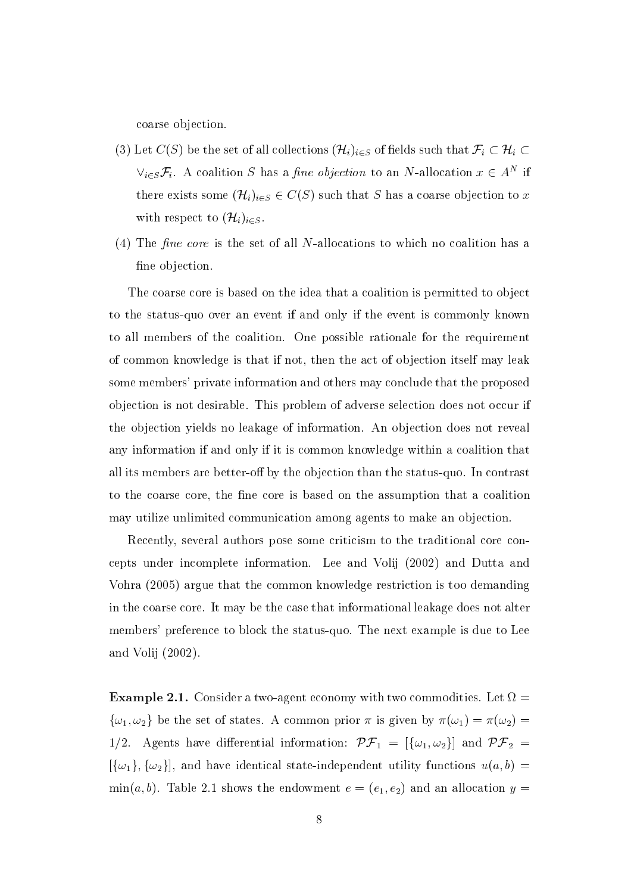coarse objection.

(3) Let $C(S)$ be the set of all collections $(\mathcal{H}_i)_{i\in S}$ of fields such that $\mathcal{F}_i \subset \mathcal{H}_i \subset \vee_{i\in S}\mathcal{F}_i$. A coalition $S$ has a *fine objection* to an $N$-allocation $x \in A^N$ if there exists some $(\mathcal{H}_i)_{i\in S} \in C(S)$ such that $S$ has a coarse objection to $x$ with respect to $(\mathcal{H}_i)_{i\in S}$.

(4) The *fine core* is the set of all $N$-allocations to which no coalition has a fine objection.

The coarse core is based on the idea that a coalition is permitted to object to the status-quo over an event if and only if the event is commonly known to all members of the coalition. One possible rationale for the requirement of common knowledge is that if not, then the act of objection itself may leak some members' private information and others may conclude that the proposed objection is not desirable. This problem of adverse selection does not occur if the objection yields no leakage of information. An objection does not reveal any information if and only if it is common knowledge within a coalition that all its members are better-off by the objection than the status-quo. In contrast to the coarse core, the fine core is based on the assumption that a coalition may utilize unlimited communication among agents to make an objection.

Recently, several authors pose some criticism to the traditional core concepts under incomplete information. Lee and Volij (2002) and Dutta and Vohra (2005) argue that the common knowledge restriction is too demanding in the coarse core. It may be the case that informational leakage does not alter members' preference to block the status-quo. The next example is due to Lee and Volij (2002).

**Example 2.1.** Consider a two-agent economy with two commodities. Let $\Omega = \{\omega_1, \omega_2\}$ be the set of states. A common prior $\pi$ is given by $\pi(\omega_1) = \pi(\omega_2) = 1/2$. Agents have differential information: $\mathcal{PF}_1 = [\{\omega_1, \omega_2\}]$ and $\mathcal{PF}_2 = [\{\omega_1\}, \{\omega_2\}]$, and have identical state-independent utility functions $u(a, b) = \min(a, b)$. Table 2.1 shows the endowment $e = (e_1, e_2)$ and an allocation $y =$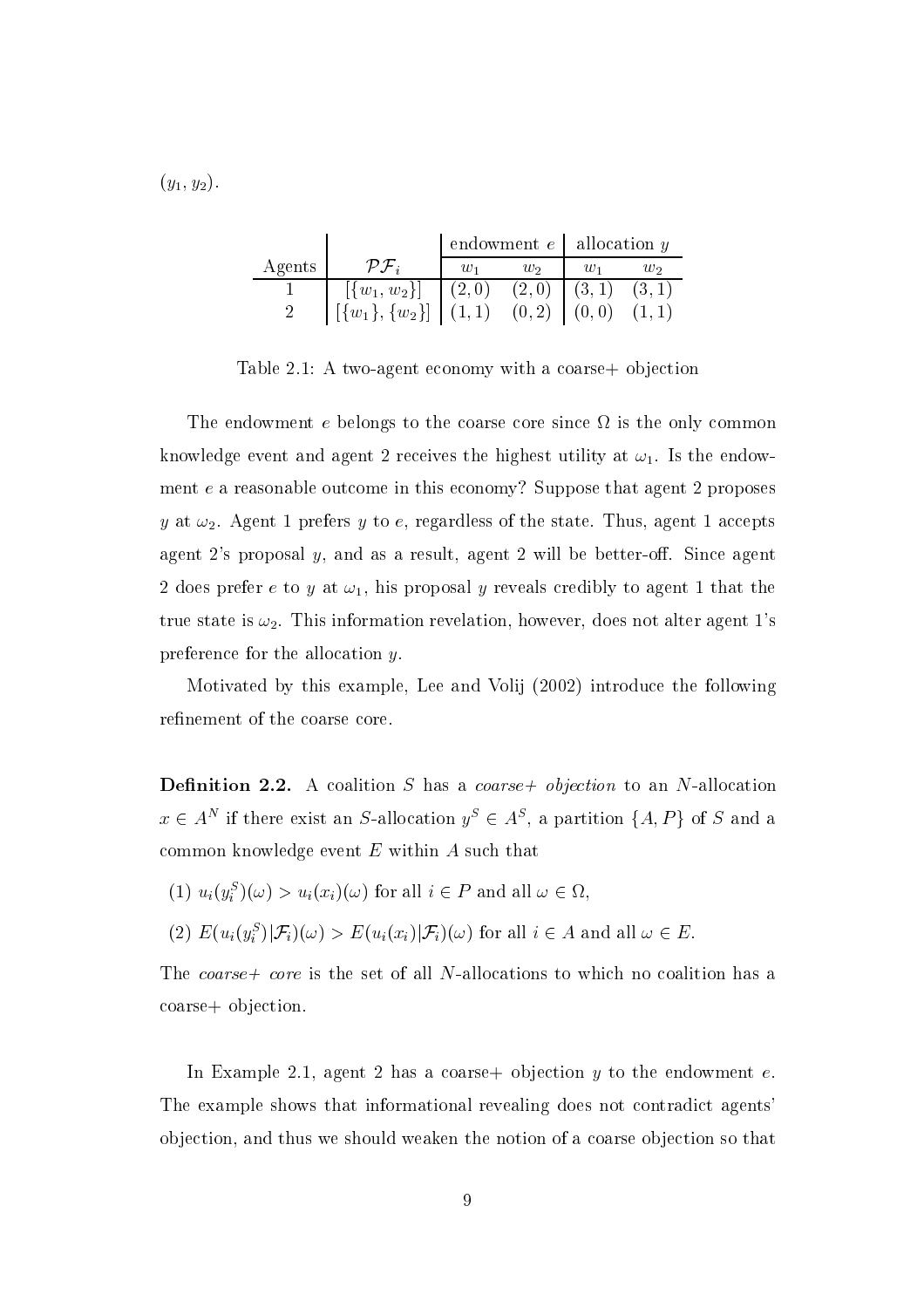$(y_1, y_2)$.

| Agents | $\mathcal{PF}_i$ | endowment $e$ | | allocation $y$ | |
|---|---|---|---|---|---|
| | | $w_1$ | $w_2$ | $w_1$ | $w_2$ |
| 1 | $[\{w_1, w_2\}]$ | $(2, 0)$ | $(2, 0)$ | $(3, 1)$ | $(3, 1)$ |
| 2 | $[\{w_1\}, \{w_2\}]$ | $(1, 1)$ | $(0, 2)$ | $(0, 0)$ | $(1, 1)$ |

Table 2.1: A two-agent economy with a coarse+ objection

The endowment $e$ belongs to the coarse core since $\Omega$ is the only common knowledge event and agent 2 receives the highest utility at $\omega_1$. Is the endowment $e$ a reasonable outcome in this economy? Suppose that agent 2 proposes $y$ at $\omega_2$. Agent 1 prefers $y$ to $e$, regardless of the state. Thus, agent 1 accepts agent 2's proposal $y$, and as a result, agent 2 will be better-off. Since agent 2 does prefer $e$ to $y$ at $\omega_1$, his proposal $y$ reveals credibly to agent 1 that the true state is $\omega_2$. This information revelation, however, does not alter agent 1's preference for the allocation $y$.

Motivated by this example, Lee and Volij (2002) introduce the following refinement of the coarse core.

**Definition 2.2.** A coalition $S$ has a *coarse+ objection* to an $N$-allocation $x \in A^N$ if there exist an $S$-allocation $y^S \in A^S$, a partition $\{A, P\}$ of $S$ and a common knowledge event $E$ within $A$ such that

(1) $u_i(y_i^S)(\omega) > u_i(x_i)(\omega)$ for all $i \in P$ and all $\omega \in \Omega$,

(2) $E(u_i(y_i^S)|\mathcal{F}_i)(\omega) > E(u_i(x_i)|\mathcal{F}_i)(\omega)$ for all $i \in A$ and all $\omega \in E$.

The *coarse+ core* is the set of all $N$-allocations to which no coalition has a coarse+ objection.

In Example 2.1, agent 2 has a coarse+ objection $y$ to the endowment $e$. The example shows that informational revealing does not contradict agents' objection, and thus we should weaken the notion of a coarse objection so that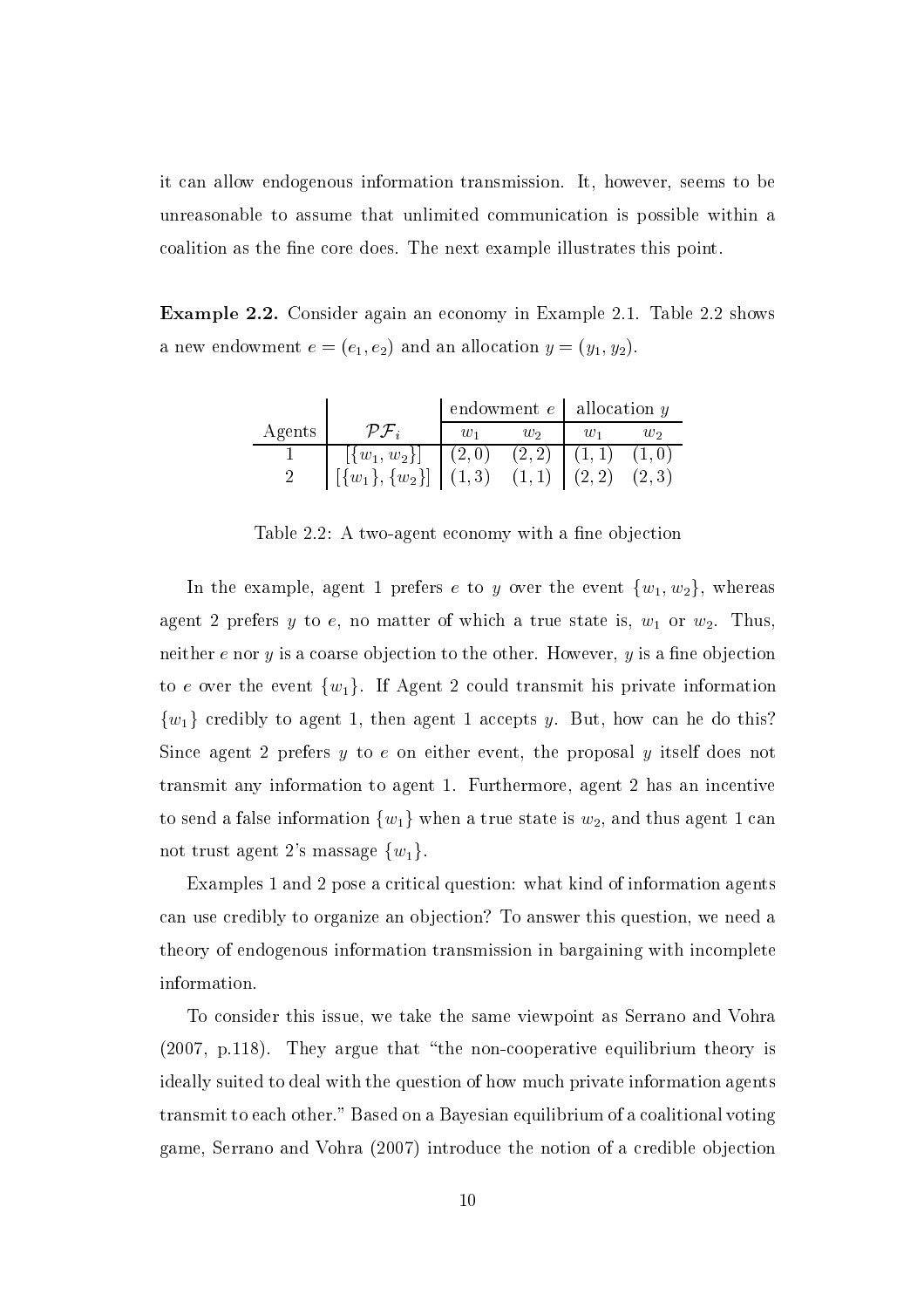it can allow endogenous information transmission. It, however, seems to be unreasonable to assume that unlimited communication is possible within a coalition as the fine core does. The next example illustrates this point.

**Example 2.2.** Consider again an economy in Example 2.1. Table 2.2 shows a new endowment $e = (e_1, e_2)$ and an allocation $y = (y_1, y_2)$.

| | | endowment $e$ | | allocation $y$ | |
|---|---|---|---|---|---|
| Agents | $\mathcal{PF}_i$ | $w_1$ | $w_2$ | $w_1$ | $w_2$ |
| 1 | $[\{w_1, w_2\}]$ | $(2,0)$ | $(2,2)$ | $(1,1)$ | $(1,0)$ |
| 2 | $[\{w_1\}, \{w_2\}]$ | $(1,3)$ | $(1,1)$ | $(2,2)$ | $(2,3)$ |

Table 2.2: A two-agent economy with a fine objection

In the example, agent 1 prefers $e$ to $y$ over the event $\{w_1, w_2\}$, whereas agent 2 prefers $y$ to $e$, no matter of which a true state is, $w_1$ or $w_2$. Thus, neither $e$ nor $y$ is a coarse objection to the other. However, $y$ is a fine objection to $e$ over the event $\{w_1\}$. If Agent 2 could transmit his private information $\{w_1\}$ credibly to agent 1, then agent 1 accepts $y$. But, how can he do this? Since agent 2 prefers $y$ to $e$ on either event, the proposal $y$ itself does not transmit any information to agent 1. Furthermore, agent 2 has an incentive to send a false information $\{w_1\}$ when a true state is $w_2$, and thus agent 1 can not trust agent 2's massage $\{w_1\}$.

Examples 1 and 2 pose a critical question: what kind of information agents can use credibly to organize an objection? To answer this question, we need a theory of endogenous information transmission in bargaining with incomplete information.

To consider this issue, we take the same viewpoint as Serrano and Vohra (2007, p.118). They argue that "the non-cooperative equilibrium theory is ideally suited to deal with the question of how much private information agents transmit to each other." Based on a Bayesian equilibrium of a coalitional voting game, Serrano and Vohra (2007) introduce the notion of a credible objection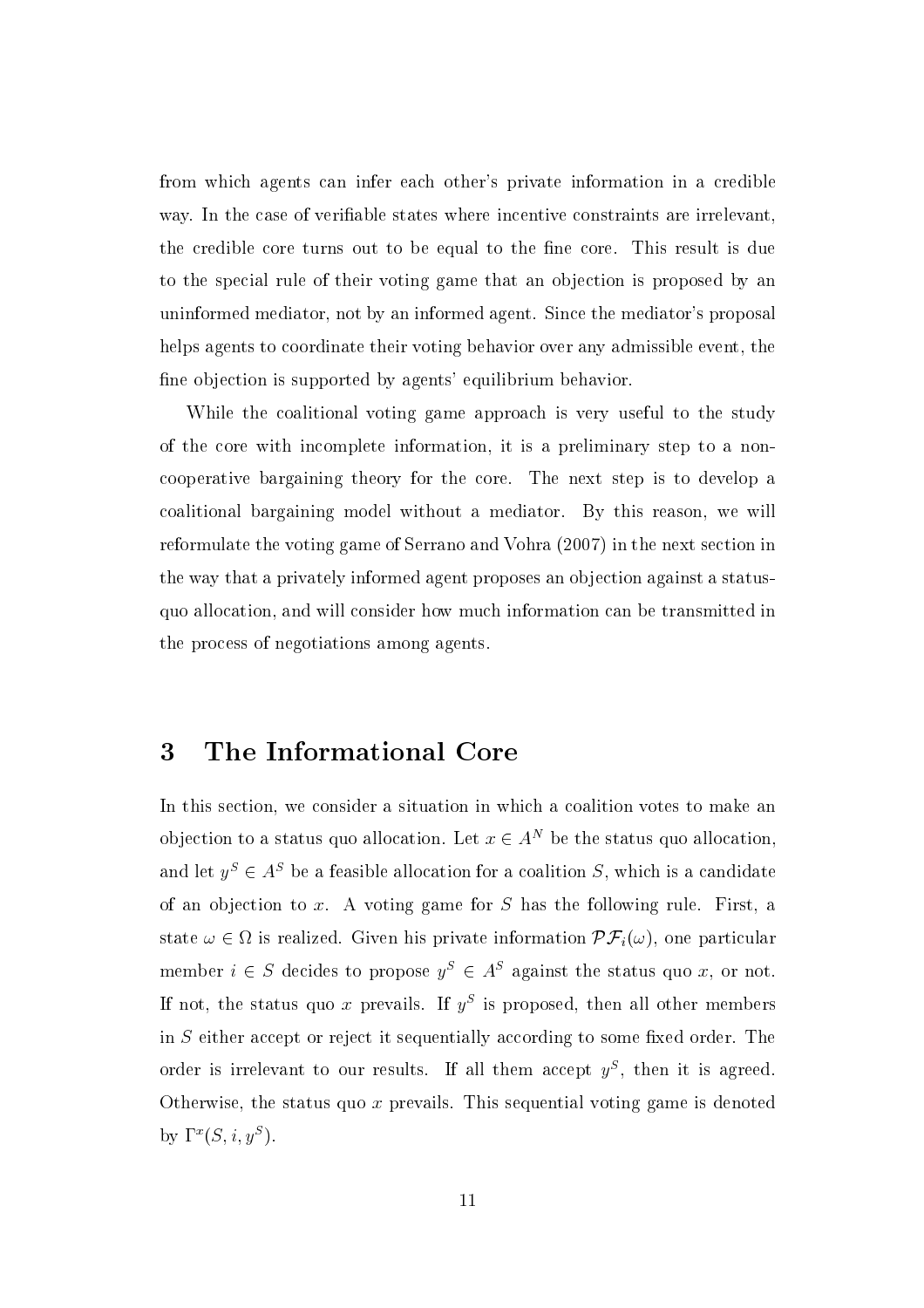from which agents can infer each other's private information in a credible way. In the case of verifiable states where incentive constraints are irrelevant, the credible core turns out to be equal to the fine core. This result is due to the special rule of their voting game that an objection is proposed by an uninformed mediator, not by an informed agent. Since the mediator's proposal helps agents to coordinate their voting behavior over any admissible event, the fine objection is supported by agents' equilibrium behavior.

While the coalitional voting game approach is very useful to the study of the core with incomplete information, it is a preliminary step to a non-cooperative bargaining theory for the core. The next step is to develop a coalitional bargaining model without a mediator. By this reason, we will reformulate the voting game of Serrano and Vohra (2007) in the next section in the way that a privately informed agent proposes an objection against a status-quo allocation, and will consider how much information can be transmitted in the process of negotiations among agents.

# 3 The Informational Core

In this section, we consider a situation in which a coalition votes to make an objection to a status quo allocation. Let $x \in A^N$ be the status quo allocation, and let $y^S \in A^S$ be a feasible allocation for a coalition $S$, which is a candidate of an objection to $x$. A voting game for $S$ has the following rule. First, a state $\omega \in \Omega$ is realized. Given his private information $\mathcal{PF}_i(\omega)$, one particular member $i \in S$ decides to propose $y^S \in A^S$ against the status quo $x$, or not. If not, the status quo $x$ prevails. If $y^S$ is proposed, then all other members in $S$ either accept or reject it sequentially according to some fixed order. The order is irrelevant to our results. If all them accept $y^S$, then it is agreed. Otherwise, the status quo $x$ prevails. This sequential voting game is denoted by $\Gamma^x(S, i, y^S)$.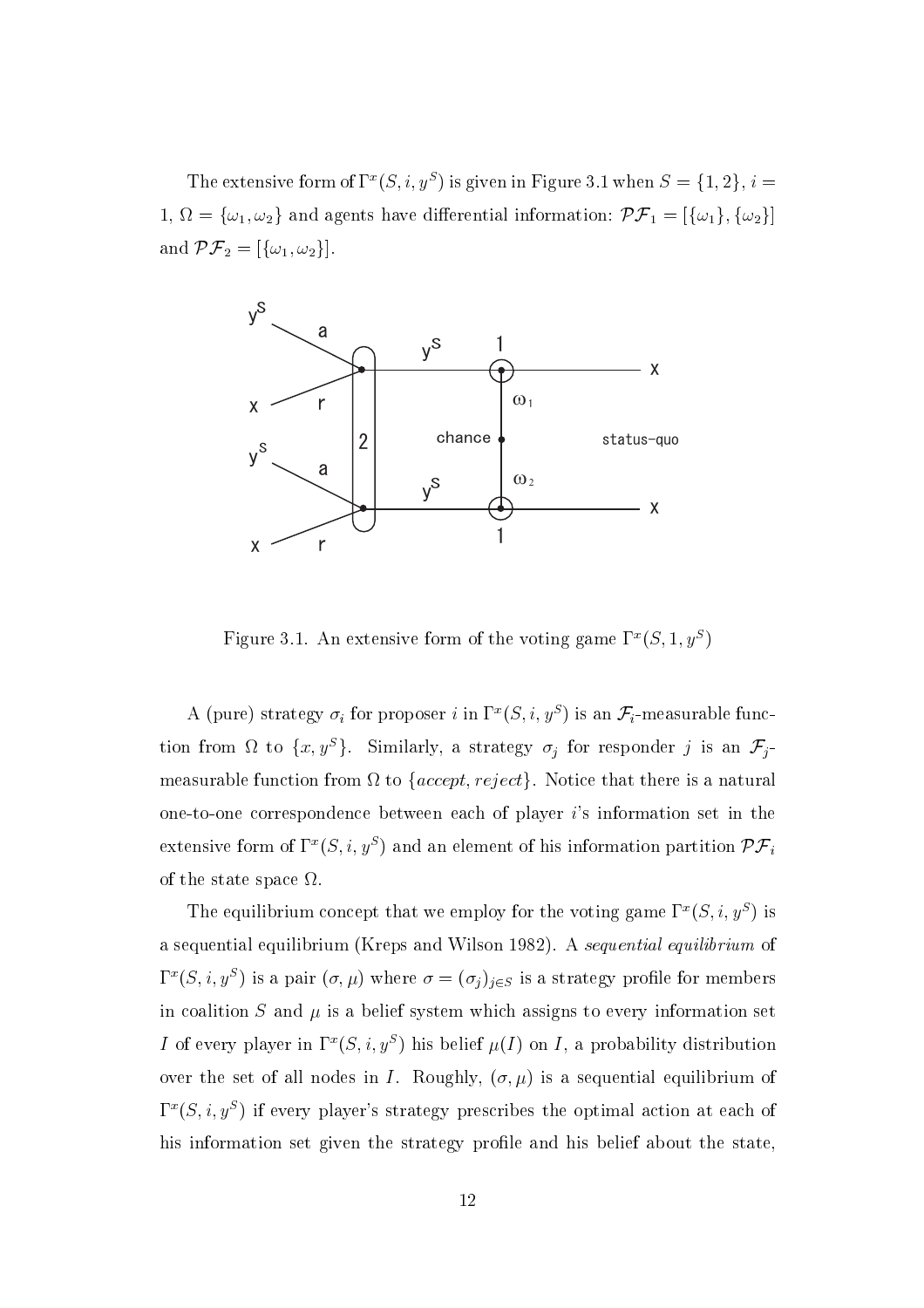The extensive form of $\Gamma^x(S, i, y^S)$ is given in Figure 3.1 when $S = \{1, 2\}$, $i = 1$, $\Omega = \{\omega_1, \omega_2\}$ and agents have differential information: $\mathcal{PF}_1 = [\{\omega_1\}, \{\omega_2\}]$ and $\mathcal{PF}_2 = [\{\omega_1, \omega_2\}]$.

Figure 3.1. An extensive form of the voting game $\Gamma^x(S, 1, y^S)$

A (pure) strategy $\sigma_i$ for proposer $i$ in $\Gamma^x(S, i, y^S)$ is an $\mathcal{F}_i$-measurable function from $\Omega$ to $\{x, y^S\}$. Similarly, a strategy $\sigma_j$ for responder $j$ is an $\mathcal{F}_j$-measurable function from $\Omega$ to $\{accept, reject\}$. Notice that there is a natural one-to-one correspondence between each of player $i$'s information set in the extensive form of $\Gamma^x(S, i, y^S)$ and an element of his information partition $\mathcal{PF}_i$ of the state space $\Omega$.

The equilibrium concept that we employ for the voting game $\Gamma^x(S, i, y^S)$ is a sequential equilibrium (Kreps and Wilson 1982). A *sequential equilibrium* of $\Gamma^x(S, i, y^S)$ is a pair $(\sigma, \mu)$ where $\sigma = (\sigma_j)_{j \in S}$ is a strategy profile for members in coalition $S$ and $\mu$ is a belief system which assigns to every information set $I$ of every player in $\Gamma^x(S, i, y^S)$ his belief $\mu(I)$ on $I$, a probability distribution over the set of all nodes in $I$. Roughly, $(\sigma, \mu)$ is a sequential equilibrium of $\Gamma^x(S, i, y^S)$ if every player's strategy prescribes the optimal action at each of his information set given the strategy profile and his belief about the state,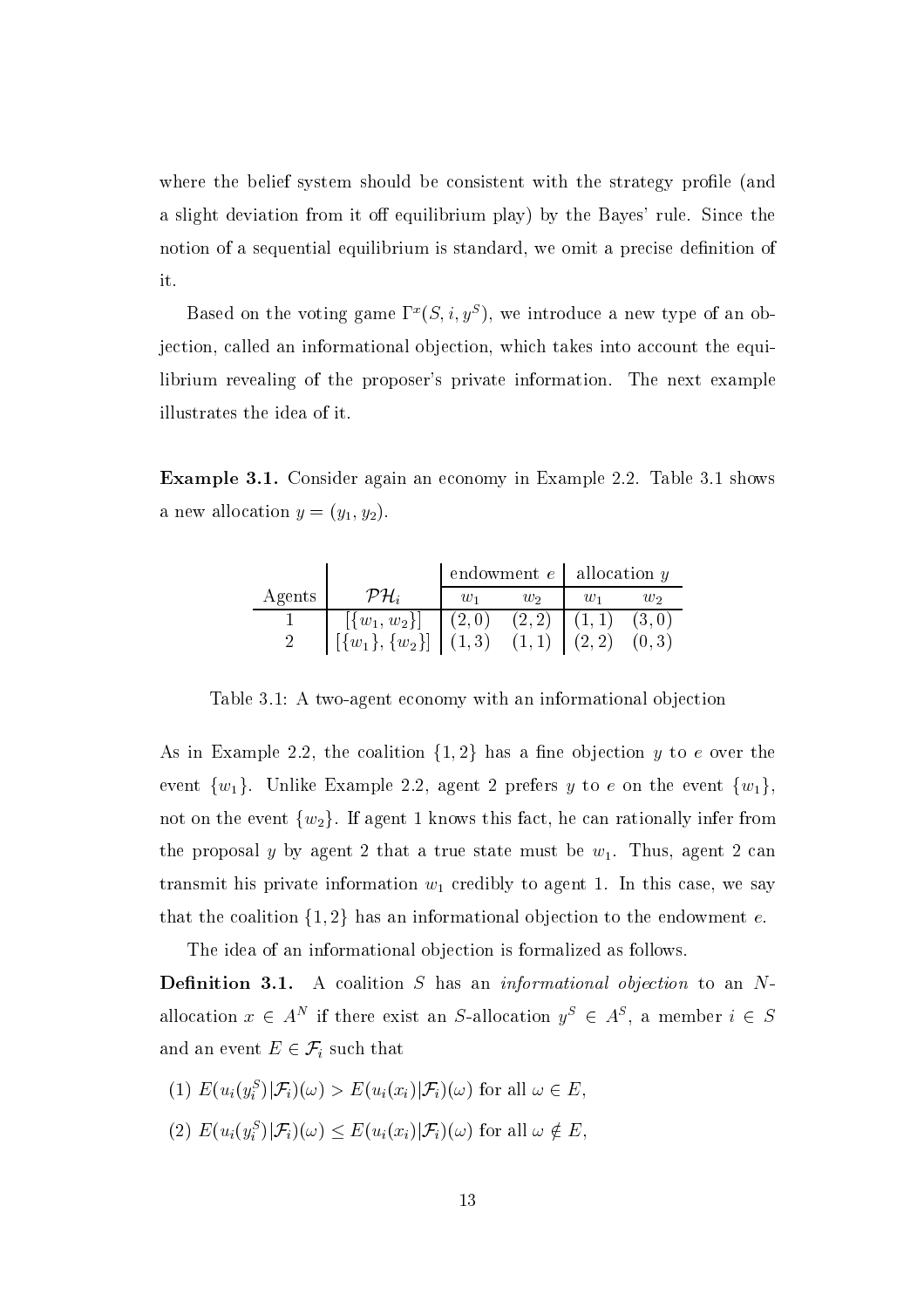where the belief system should be consistent with the strategy profile (and a slight deviation from it off equilibrium play) by the Bayes' rule. Since the notion of a sequential equilibrium is standard, we omit a precise definition of it.

Based on the voting game $\Gamma^x(S, i, y^S)$, we introduce a new type of an objection, called an informational objection, which takes into account the equilibrium revealing of the proposer's private information. The next example illustrates the idea of it.

**Example 3.1.** Consider again an economy in Example 2.2. Table 3.1 shows a new allocation $y = (y_1, y_2)$.

| | | endowment $e$ | | allocation $y$ | |
|---|---|---|---|---|---|
| Agents | $\mathcal{PH}_i$ | $w_1$ | $w_2$ | $w_1$ | $w_2$ |
| 1 | $[\{w_1, w_2\}]$ | $(2, 0)$ | $(2, 2)$ | $(1, 1)$ | $(3, 0)$ |
| 2 | $[\{w_1\}, \{w_2\}]$ | $(1, 3)$ | $(1, 1)$ | $(2, 2)$ | $(0, 3)$ |

Table 3.1: A two-agent economy with an informational objection

As in Example 2.2, the coalition $\{1, 2\}$ has a fine objection $y$ to $e$ over the event $\{w_1\}$. Unlike Example 2.2, agent 2 prefers $y$ to $e$ on the event $\{w_1\}$, not on the event $\{w_2\}$. If agent 1 knows this fact, he can rationally infer from the proposal $y$ by agent 2 that a true state must be $w_1$. Thus, agent 2 can transmit his private information $w_1$ credibly to agent 1. In this case, we say that the coalition $\{1, 2\}$ has an informational objection to the endowment $e$.

The idea of an informational objection is formalized as follows.

**Definition 3.1.** A coalition $S$ has an *informational objection* to an $N$-allocation $x \in A^N$ if there exist an $S$-allocation $y^S \in A^S$, a member $i \in S$ and an event $E \in \mathcal{F}_i$ such that

(1) $E(u_i(y_i^S)|\mathcal{F}_i)(\omega) > E(u_i(x_i)|\mathcal{F}_i)(\omega)$ for all $\omega \in E$,

(2) $E(u_i(y_i^S)|\mathcal{F}_i)(\omega) \leq E(u_i(x_i)|\mathcal{F}_i)(\omega)$ for all $\omega \notin E$,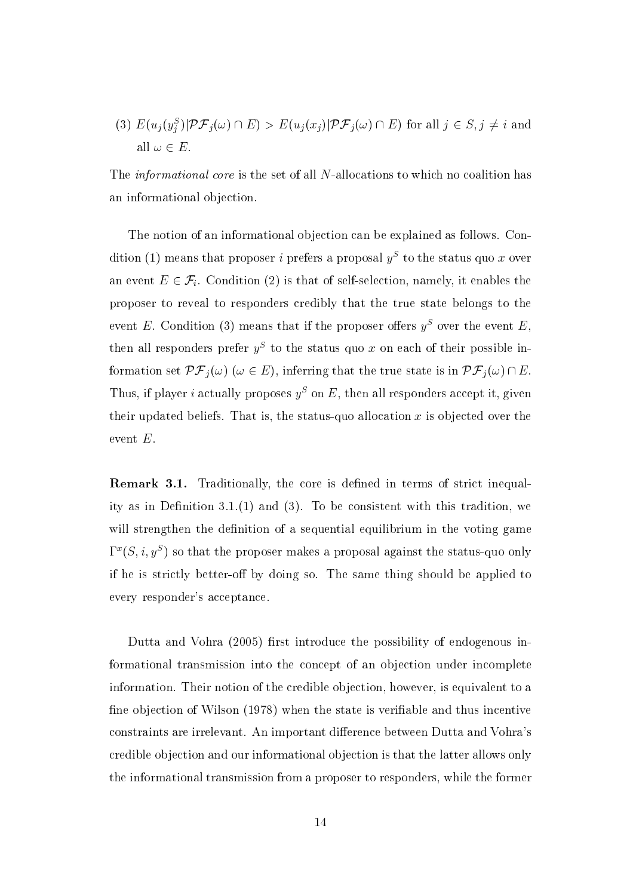(3) $E(u_j(y_j^S)|\mathcal{PF}_j(\omega) \cap E) > E(u_j(x_j)|\mathcal{PF}_j(\omega) \cap E)$ for all $j \in S, j \neq i$ and all $\omega \in E$.

The *informational core* is the set of all $N$-allocations to which no coalition has an informational objection.

The notion of an informational objection can be explained as follows. Condition (1) means that proposer $i$ prefers a proposal $y^S$ to the status quo $x$ over an event $E \in \mathcal{F}_i$. Condition (2) is that of self-selection, namely, it enables the proposer to reveal to responders credibly that the true state belongs to the event $E$. Condition (3) means that if the proposer offers $y^S$ over the event $E$, then all responders prefer $y^S$ to the status quo $x$ on each of their possible information set $\mathcal{PF}_j(\omega)$ ($\omega \in E$), inferring that the true state is in $\mathcal{PF}_j(\omega) \cap E$. Thus, if player $i$ actually proposes $y^S$ on $E$, then all responders accept it, given their updated beliefs. That is, the status-quo allocation $x$ is objected over the event $E$.

**Remark 3.1.** Traditionally, the core is defined in terms of strict inequality as in Definition 3.1.(1) and (3). To be consistent with this tradition, we will strengthen the definition of a sequential equilibrium in the voting game $\Gamma^x(S, i, y^S)$ so that the proposer makes a proposal against the status-quo only if he is strictly better-off by doing so. The same thing should be applied to every responder's acceptance.

Dutta and Vohra (2005) first introduce the possibility of endogenous informational transmission into the concept of an objection under incomplete information. Their notion of the credible objection, however, is equivalent to a fine objection of Wilson (1978) when the state is verifiable and thus incentive constraints are irrelevant. An important difference between Dutta and Vohra's credible objection and our informational objection is that the latter allows only the informational transmission from a proposer to responders, while the former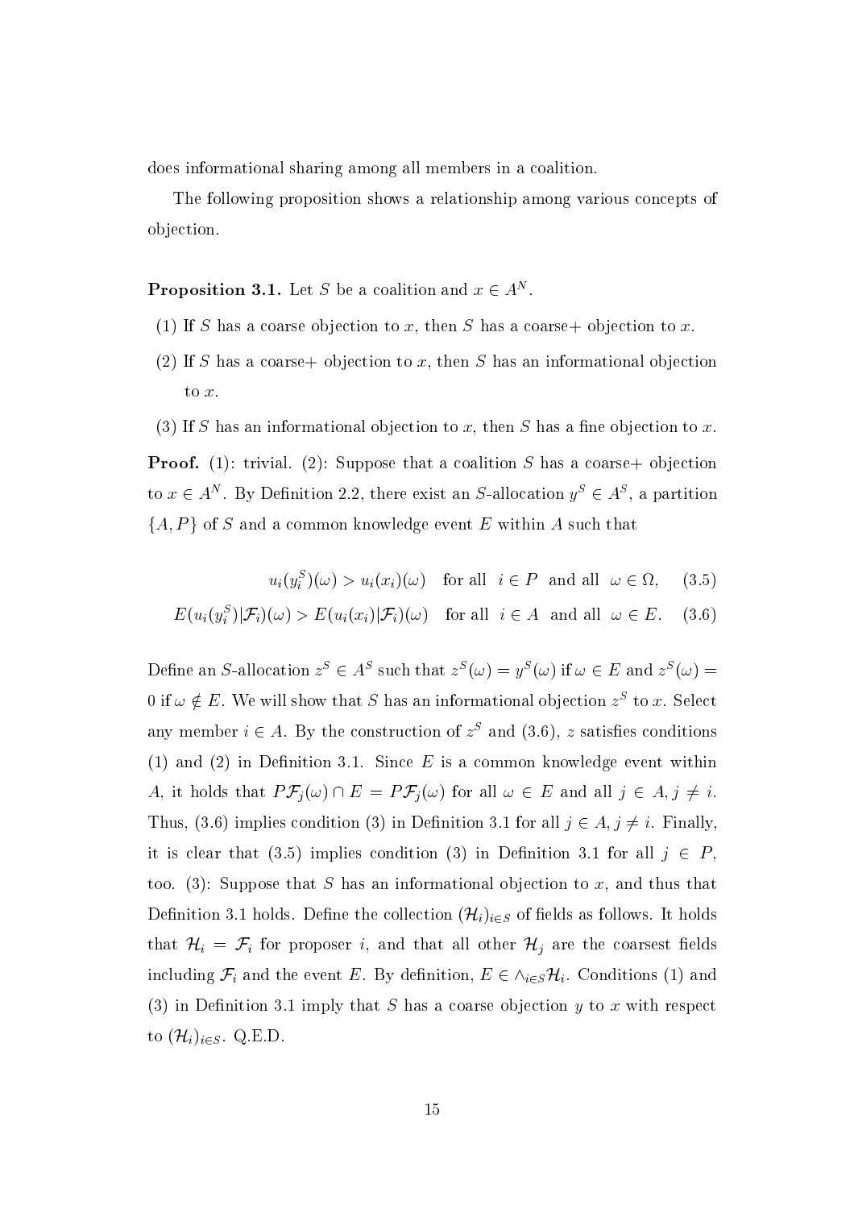does informational sharing among all members in a coalition.

The following proposition shows a relationship among various concepts of objection.

**Proposition 3.1.** Let $S$ be a coalition and $x \in A^N$.

(1) If $S$ has a coarse objection to $x$, then $S$ has a coarse+ objection to $x$.

(2) If $S$ has a coarse+ objection to $x$, then $S$ has an informational objection to $x$.

(3) If $S$ has an informational objection to $x$, then $S$ has a fine objection to $x$.

**Proof.** (1): trivial. (2): Suppose that a coalition $S$ has a coarse+ objection to $x \in A^N$. By Definition 2.2, there exist an $S$-allocation $y^S \in A^S$, a partition $\{A, P\}$ of $S$ and a common knowledge event $E$ within $A$ such that

$$u_i(y_i^S)(\omega) > u_i(x_i)(\omega) \quad \text{for all} \quad i \in P \quad \text{and all} \quad \omega \in \Omega, \tag{3.5}$$

$$E(u_i(y_i^S)|\mathcal{F}_i)(\omega) > E(u_i(x_i)|\mathcal{F}_i)(\omega) \quad \text{for all} \quad i \in A \quad \text{and all} \quad \omega \in E. \tag{3.6}$$

Define an $S$-allocation $z^S \in A^S$ such that $z^S(\omega) = y^S(\omega)$ if $\omega \in E$ and $z^S(\omega) = 0$ if $\omega \notin E$. We will show that $S$ has an informational objection $z^S$ to $x$. Select any member $i \in A$. By the construction of $z^S$ and (3.6), $z$ satisfies conditions (1) and (2) in Definition 3.1. Since $E$ is a common knowledge event within $A$, it holds that $P\mathcal{F}_j(\omega) \cap E = P\mathcal{F}_j(\omega)$ for all $\omega \in E$ and all $j \in A, j \neq i$. Thus, (3.6) implies condition (3) in Definition 3.1 for all $j \in A, j \neq i$. Finally, it is clear that (3.5) implies condition (3) in Definition 3.1 for all $j \in P$, too. (3): Suppose that $S$ has an informational objection to $x$, and thus that Definition 3.1 holds. Define the collection $(\mathcal{H}_i)_{i \in S}$ of fields as follows. It holds that $\mathcal{H}_i = \mathcal{F}_i$ for proposer $i$, and that all other $\mathcal{H}_j$ are the coarsest fields including $\mathcal{F}_i$ and the event $E$. By definition, $E \in \wedge_{i \in S} \mathcal{H}_i$. Conditions (1) and (3) in Definition 3.1 imply that $S$ has a coarse objection $y$ to $x$ with respect to $(\mathcal{H}_i)_{i \in S}$. Q.E.D.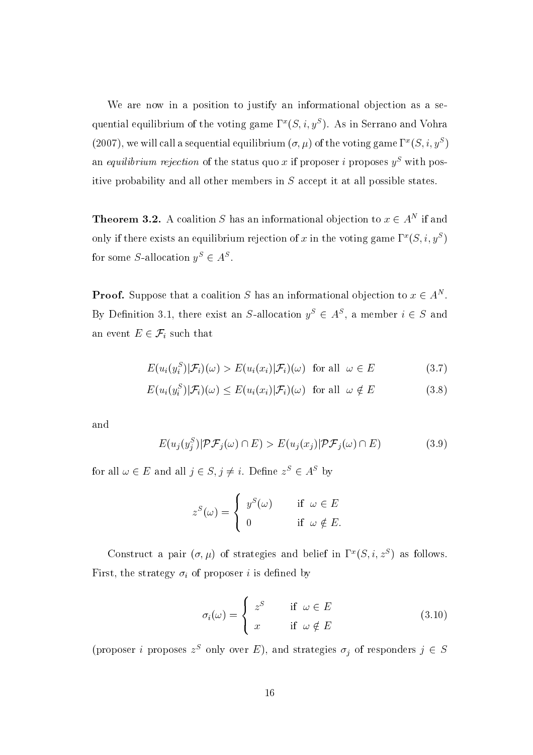We are now in a position to justify an informational objection as a sequential equilibrium of the voting game $\Gamma^x(S, i, y^S)$. As in Serrano and Vohra (2007), we will call a sequential equilibrium $(\sigma, \mu)$ of the voting game $\Gamma^x(S, i, y^S)$ an *equilibrium rejection* of the status quo $x$ if proposer $i$ proposes $y^S$ with positive probability and all other members in $S$ accept it at all possible states.

**Theorem 3.2.** A coalition $S$ has an informational objection to $x \in A^N$ if and only if there exists an equilibrium rejection of $x$ in the voting game $\Gamma^x(S, i, y^S)$ for some $S$-allocation $y^S \in A^S$.

**Proof.** Suppose that a coalition $S$ has an informational objection to $x \in A^N$. By Definition 3.1, there exist an $S$-allocation $y^S \in A^S$, a member $i \in S$ and an event $E \in \mathcal{F}_i$ such that

$$E(u_i(y_i^S)|\mathcal{F}_i)(\omega) > E(u_i(x_i)|\mathcal{F}_i)(\omega) \ \text{ for all } \ \omega \in E \tag{3.7}$$

$$E(u_i(y_i^S)|\mathcal{F}_i)(\omega) \leq E(u_i(x_i)|\mathcal{F}_i)(\omega) \ \text{ for all } \ \omega \notin E \tag{3.8}$$

and

$$E(u_j(y_j^S)|\mathcal{PF}_j(\omega) \cap E) > E(u_j(x_j)|\mathcal{PF}_j(\omega) \cap E) \tag{3.9}$$

for all $\omega \in E$ and all $j \in S, j \neq i$. Define $z^S \in A^S$ by

$$z^S(\omega) = \begin{cases} y^S(\omega) & \text{if } \ \omega \in E \\ 0 & \text{if } \ \omega \notin E. \end{cases}$$

Construct a pair $(\sigma, \mu)$ of strategies and belief in $\Gamma^x(S, i, z^S)$ as follows. First, the strategy $\sigma_i$ of proposer $i$ is defined by

$$\sigma_i(\omega) = \begin{cases} z^S & \text{if } \ \omega \in E \\ x & \text{if } \ \omega \notin E \end{cases} \tag{3.10}$$

(proposer $i$ proposes $z^S$ only over $E$), and strategies $\sigma_j$ of responders $j \in S$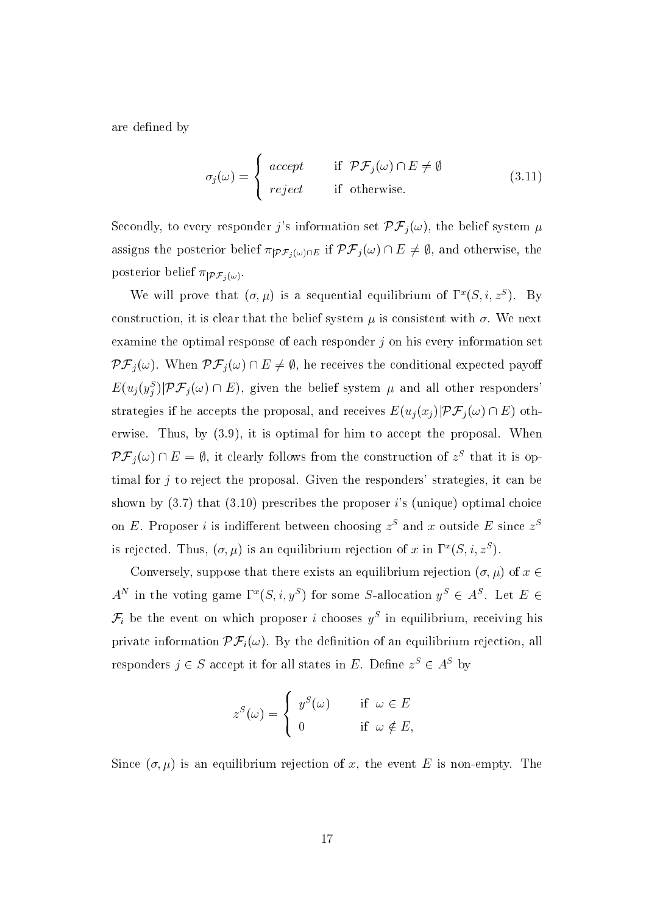are defined by

$$\sigma_j(\omega) = \begin{cases} accept & \text{if } \ \mathcal{PF}_j(\omega) \cap E \neq \emptyset \\ reject & \text{if } \ \text{otherwise.} \end{cases} \tag{3.11}$$

Secondly, to every responder $j$'s information set $\mathcal{PF}_j(\omega)$, the belief system $\mu$ assigns the posterior belief $\pi_{|\mathcal{PF}_j(\omega)\cap E}$ if $\mathcal{PF}_j(\omega) \cap E \neq \emptyset$, and otherwise, the posterior belief $\pi_{|\mathcal{PF}_j(\omega)}$.

We will prove that $(\sigma, \mu)$ is a sequential equilibrium of $\Gamma^x(S, i, z^S)$. By construction, it is clear that the belief system $\mu$ is consistent with $\sigma$. We next examine the optimal response of each responder $j$ on his every information set $\mathcal{PF}_j(\omega)$. When $\mathcal{PF}_j(\omega) \cap E \neq \emptyset$, he receives the conditional expected payoff $E(u_j(y_j^S)|\mathcal{PF}_j(\omega) \cap E)$, given the belief system $\mu$ and all other responders' strategies if he accepts the proposal, and receives $E(u_j(x_j)|\mathcal{PF}_j(\omega) \cap E)$ otherwise. Thus, by (3.9), it is optimal for him to accept the proposal. When $\mathcal{PF}_j(\omega) \cap E = \emptyset$, it clearly follows from the construction of $z^S$ that it is optimal for $j$ to reject the proposal. Given the responders' strategies, it can be shown by (3.7) that (3.10) prescribes the proposer $i$'s (unique) optimal choice on $E$. Proposer $i$ is indifferent between choosing $z^S$ and $x$ outside $E$ since $z^S$ is rejected. Thus, $(\sigma, \mu)$ is an equilibrium rejection of $x$ in $\Gamma^x(S, i, z^S)$.

Conversely, suppose that there exists an equilibrium rejection $(\sigma, \mu)$ of $x \in A^N$ in the voting game $\Gamma^x(S, i, y^S)$ for some $S$-allocation $y^S \in A^S$. Let $E \in \mathcal{F}_i$ be the event on which proposer $i$ chooses $y^S$ in equilibrium, receiving his private information $\mathcal{PF}_i(\omega)$. By the definition of an equilibrium rejection, all responders $j \in S$ accept it for all states in $E$. Define $z^S \in A^S$ by

$$z^S(\omega) = \begin{cases} y^S(\omega) & \text{if } \ \omega \in E \\ 0 & \text{if } \ \omega \notin E, \end{cases}$$

Since $(\sigma, \mu)$ is an equilibrium rejection of $x$, the event $E$ is non-empty. The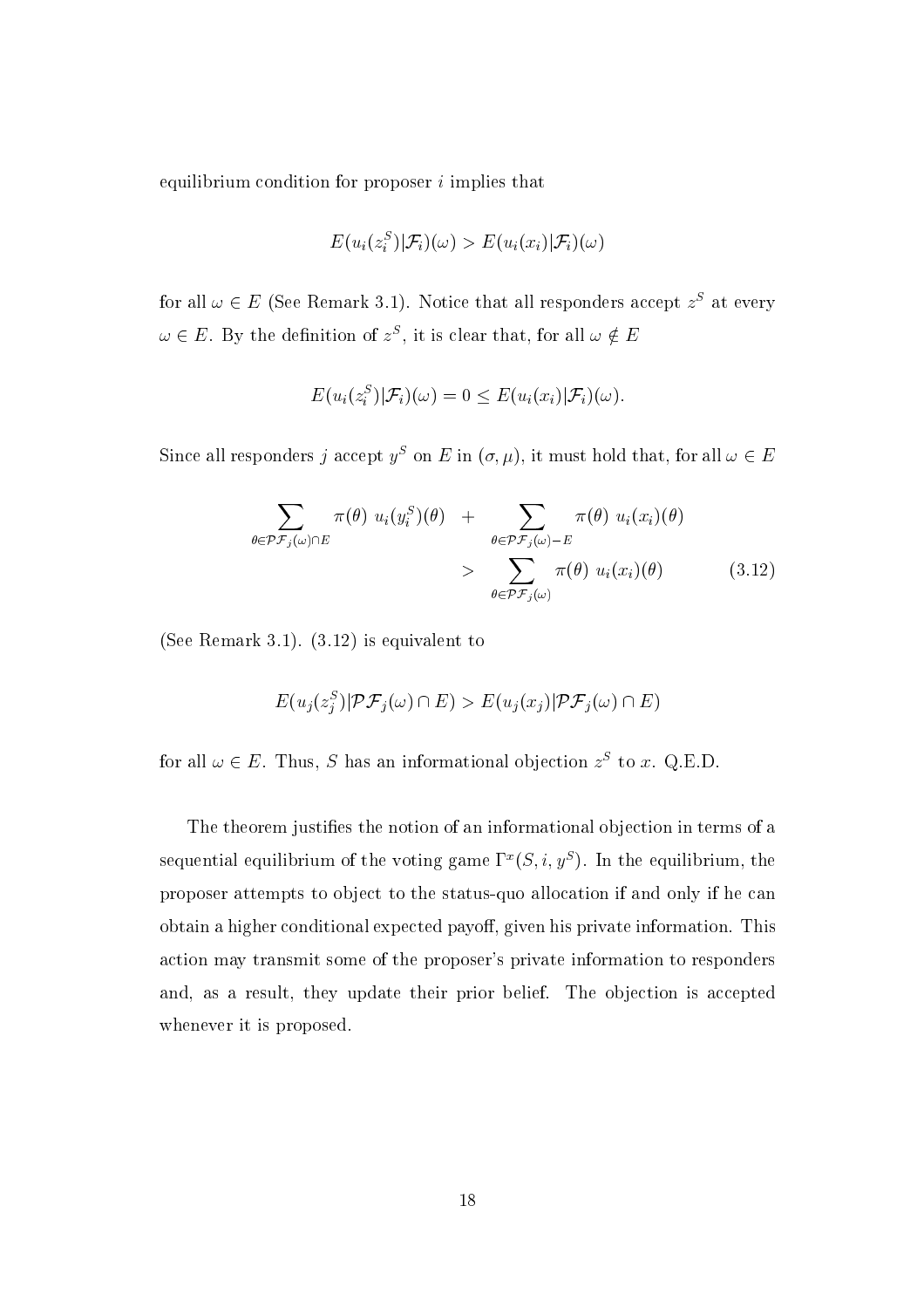equilibrium condition for proposer $i$ implies that

$$E(u_i(z_i^S)|\mathcal{F}_i)(\omega) > E(u_i(x_i)|\mathcal{F}_i)(\omega)$$

for all $\omega \in E$ (See Remark 3.1). Notice that all responders accept $z^S$ at every $\omega \in E$. By the definition of $z^S$, it is clear that, for all $\omega \notin E$

$$E(u_i(z_i^S)|\mathcal{F}_i)(\omega) = 0 \leq E(u_i(x_i)|\mathcal{F}_i)(\omega).$$

Since all responders $j$ accept $y^S$ on $E$ in $(\sigma, \mu)$, it must hold that, for all $\omega \in E$

$$\begin{aligned} \sum_{\theta \in \mathcal{PF}_j(\omega) \cap E} \pi(\theta) \; u_i(y_i^S)(\theta) \quad + & \sum_{\theta \in \mathcal{PF}_j(\omega) - E} \pi(\theta) \; u_i(x_i)(\theta) \\ > & \sum_{\theta \in \mathcal{PF}_j(\omega)} \pi(\theta) \; u_i(x_i)(\theta) \end{aligned} \tag{3.12}$$

(See Remark 3.1). (3.12) is equivalent to

$$E(u_j(z_j^S)|\mathcal{PF}_j(\omega) \cap E) > E(u_j(x_j)|\mathcal{PF}_j(\omega) \cap E)$$

for all $\omega \in E$. Thus, $S$ has an informational objection $z^S$ to $x$. Q.E.D.

The theorem justifies the notion of an informational objection in terms of a sequential equilibrium of the voting game $\Gamma^x(S, i, y^S)$. In the equilibrium, the proposer attempts to object to the status-quo allocation if and only if he can obtain a higher conditional expected payoff, given his private information. This action may transmit some of the proposer's private information to responders and, as a result, they update their prior belief. The objection is accepted whenever it is proposed.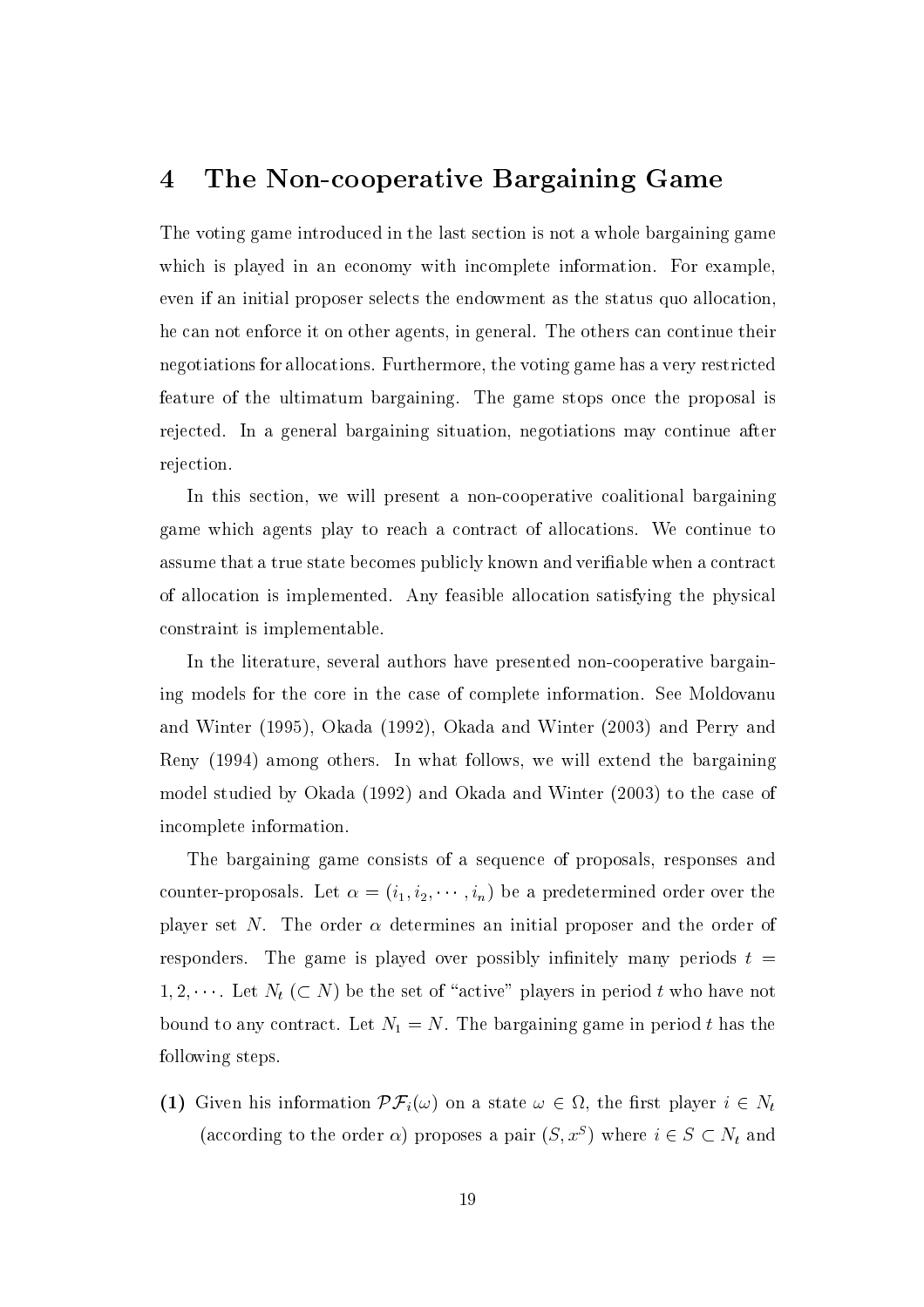# 4 The Non-cooperative Bargaining Game

The voting game introduced in the last section is not a whole bargaining game which is played in an economy with incomplete information. For example, even if an initial proposer selects the endowment as the status quo allocation, he can not enforce it on other agents, in general. The others can continue their negotiations for allocations. Furthermore, the voting game has a very restricted feature of the ultimatum bargaining. The game stops once the proposal is rejected. In a general bargaining situation, negotiations may continue after rejection.

In this section, we will present a non-cooperative coalitional bargaining game which agents play to reach a contract of allocations. We continue to assume that a true state becomes publicly known and verifiable when a contract of allocation is implemented. Any feasible allocation satisfying the physical constraint is implementable.

In the literature, several authors have presented non-cooperative bargaining models for the core in the case of complete information. See Moldovanu and Winter (1995), Okada (1992), Okada and Winter (2003) and Perry and Reny (1994) among others. In what follows, we will extend the bargaining model studied by Okada (1992) and Okada and Winter (2003) to the case of incomplete information.

The bargaining game consists of a sequence of proposals, responses and counter-proposals. Let $\alpha = (i_1, i_2, \cdots, i_n)$ be a predetermined order over the player set $N$. The order $\alpha$ determines an initial proposer and the order of responders. The game is played over possibly infinitely many periods $t = 1, 2, \cdots$. Let $N_t$ $(\subset N)$ be the set of "active" players in period $t$ who have not bound to any contract. Let $N_1 = N$. The bargaining game in period $t$ has the following steps.

**(1)** Given his information $\mathcal{PF}_i(\omega)$ on a state $\omega \in \Omega$, the first player $i \in N_t$ (according to the order $\alpha$) proposes a pair $(S, x^S)$ where $i \in S \subset N_t$ and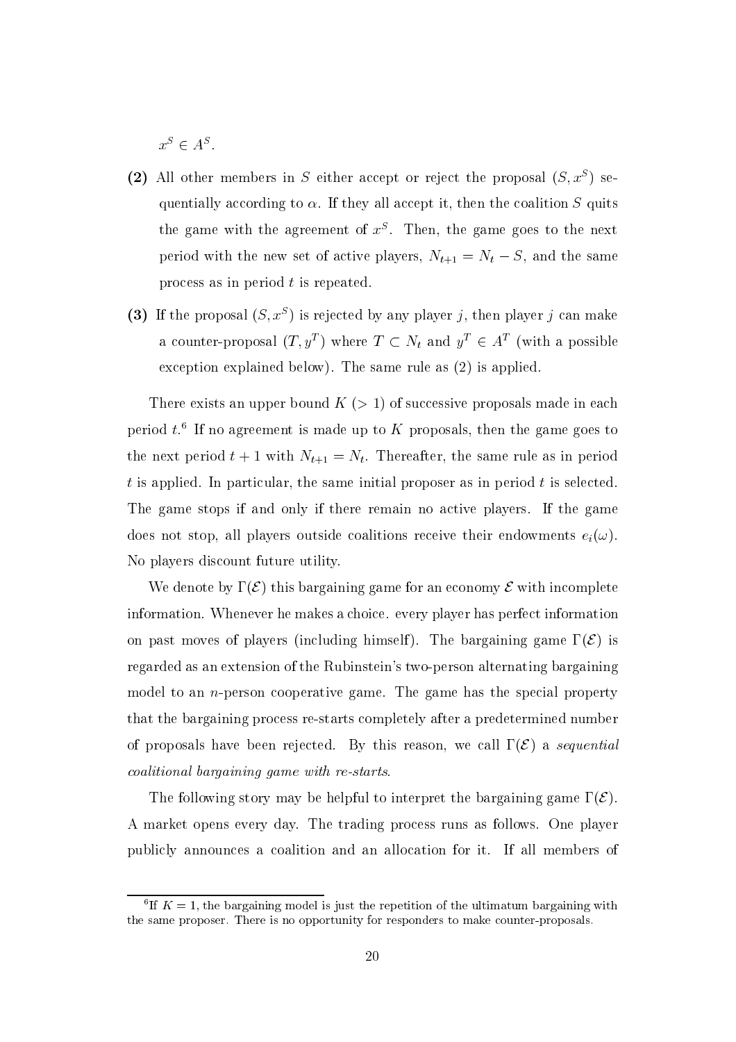$x^S \in A^S$.

**(2)** All other members in $S$ either accept or reject the proposal $(S, x^S)$ sequentially according to $\alpha$. If they all accept it, then the coalition $S$ quits the game with the agreement of $x^S$. Then, the game goes to the next period with the new set of active players, $N_{t+1} = N_t - S$, and the same process as in period $t$ is repeated.

**(3)** If the proposal $(S, x^S)$ is rejected by any player $j$, then player $j$ can make a counter-proposal $(T, y^T)$ where $T \subset N_t$ and $y^T \in A^T$ (with a possible exception explained below). The same rule as (2) is applied.

There exists an upper bound $K$ $(> 1)$ of successive proposals made in each period $t$.[6] If no agreement is made up to $K$ proposals, then the game goes to the next period $t+1$ with $N_{t+1} = N_t$. Thereafter, the same rule as in period $t$ is applied. In particular, the same initial proposer as in period $t$ is selected. The game stops if and only if there remain no active players. If the game does not stop, all players outside coalitions receive their endowments $e_i(\omega)$. No players discount future utility.

We denote by $\Gamma(\mathcal{E})$ this bargaining game for an economy $\mathcal{E}$ with incomplete information. Whenever he makes a choice. every player has perfect information on past moves of players (including himself). The bargaining game $\Gamma(\mathcal{E})$ is regarded as an extension of the Rubinstein's two-person alternating bargaining model to an $n$-person cooperative game. The game has the special property that the bargaining process re-starts completely after a predetermined number of proposals have been rejected. By this reason, we call $\Gamma(\mathcal{E})$ a *sequential coalitional bargaining game with re-starts*.

The following story may be helpful to interpret the bargaining game $\Gamma(\mathcal{E})$. A market opens every day. The trading process runs as follows. One player publicly announces a coalition and an allocation for it. If all members of

[6] If $K = 1$, the bargaining model is just the repetition of the ultimatum bargaining with the same proposer. There is no opportunity for responders to make counter-proposals.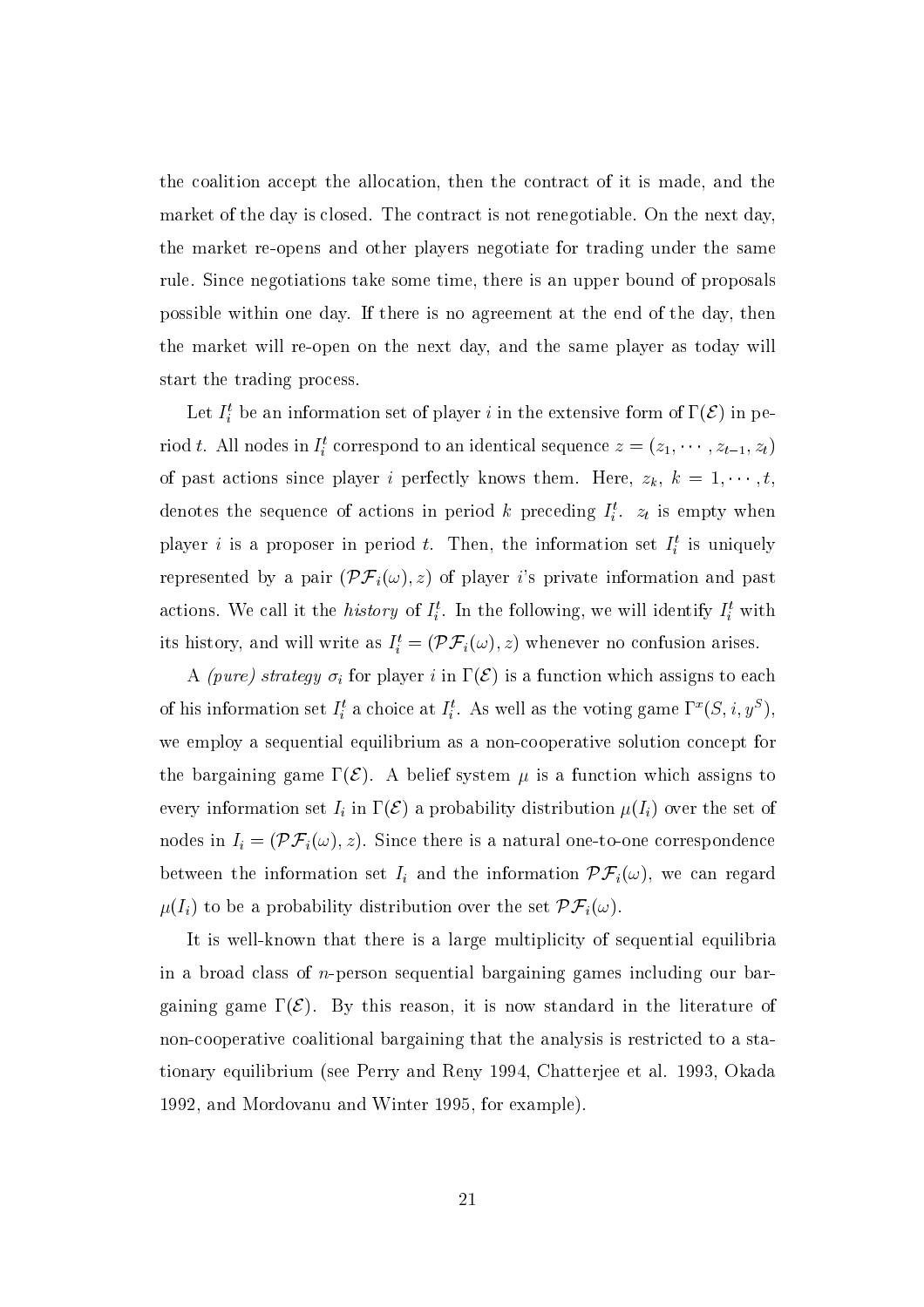the coalition accept the allocation, then the contract of it is made, and the market of the day is closed. The contract is not renegotiable. On the next day, the market re-opens and other players negotiate for trading under the same rule. Since negotiations take some time, there is an upper bound of proposals possible within one day. If there is no agreement at the end of the day, then the market will re-open on the next day, and the same player as today will start the trading process.

Let $I_i^t$ be an information set of player $i$ in the extensive form of $\Gamma(\mathcal{E})$ in period $t$. All nodes in $I_i^t$ correspond to an identical sequence $z = (z_1, \cdots, z_{t-1}, z_t)$ of past actions since player $i$ perfectly knows them. Here, $z_k$, $k = 1, \cdots, t$, denotes the sequence of actions in period $k$ preceding $I_i^t$. $z_t$ is empty when player $i$ is a proposer in period $t$. Then, the information set $I_i^t$ is uniquely represented by a pair $(\mathcal{PF}_i(\omega), z)$ of player $i$'s private information and past actions. We call it the *history* of $I_i^t$. In the following, we will identify $I_i^t$ with its history, and will write as $I_i^t = (\mathcal{PF}_i(\omega), z)$ whenever no confusion arises.

A *(pure) strategy* $\sigma_i$ for player $i$ in $\Gamma(\mathcal{E})$ is a function which assigns to each of his information set $I_i^t$ a choice at $I_i^t$. As well as the voting game $\Gamma^x(S, i, y^S)$, we employ a sequential equilibrium as a non-cooperative solution concept for the bargaining game $\Gamma(\mathcal{E})$. A belief system $\mu$ is a function which assigns to every information set $I_i$ in $\Gamma(\mathcal{E})$ a probability distribution $\mu(I_i)$ over the set of nodes in $I_i = (\mathcal{PF}_i(\omega), z)$. Since there is a natural one-to-one correspondence between the information set $I_i$ and the information $\mathcal{PF}_i(\omega)$, we can regard $\mu(I_i)$ to be a probability distribution over the set $\mathcal{PF}_i(\omega)$.

It is well-known that there is a large multiplicity of sequential equilibria in a broad class of $n$-person sequential bargaining games including our bargaining game $\Gamma(\mathcal{E})$. By this reason, it is now standard in the literature of non-cooperative coalitional bargaining that the analysis is restricted to a stationary equilibrium (see Perry and Reny 1994, Chatterjee et al. 1993, Okada 1992, and Mordovanu and Winter 1995, for example).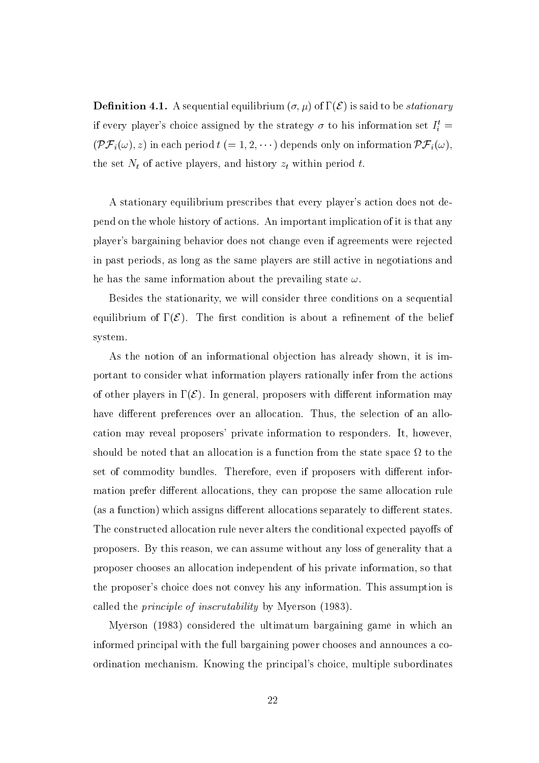**Definition 4.1.** A sequential equilibrium $(\sigma, \mu)$ of $\Gamma(\mathcal{E})$ is said to be *stationary* if every player's choice assigned by the strategy $\sigma$ to his information set $I_i^t = (\mathcal{PF}_i(\omega), z)$ in each period $t$ $(= 1, 2, \cdots)$ depends only on information $\mathcal{PF}_i(\omega)$, the set $N_t$ of active players, and history $z_t$ within period $t$.

A stationary equilibrium prescribes that every player's action does not depend on the whole history of actions. An important implication of it is that any player's bargaining behavior does not change even if agreements were rejected in past periods, as long as the same players are still active in negotiations and he has the same information about the prevailing state $\omega$.

Besides the stationarity, we will consider three conditions on a sequential equilibrium of $\Gamma(\mathcal{E})$. The first condition is about a refinement of the belief system.

As the notion of an informational objection has already shown, it is important to consider what information players rationally infer from the actions of other players in $\Gamma(\mathcal{E})$. In general, proposers with different information may have different preferences over an allocation. Thus, the selection of an allocation may reveal proposers' private information to responders. It, however, should be noted that an allocation is a function from the state space $\Omega$ to the set of commodity bundles. Therefore, even if proposers with different information prefer different allocations, they can propose the same allocation rule (as a function) which assigns different allocations separately to different states. The constructed allocation rule never alters the conditional expected payoffs of proposers. By this reason, we can assume without any loss of generality that a proposer chooses an allocation independent of his private information, so that the proposer's choice does not convey his any information. This assumption is called the *principle of inscrutability* by Myerson (1983).

Myerson (1983) considered the ultimatum bargaining game in which an informed principal with the full bargaining power chooses and announces a coordination mechanism. Knowing the principal's choice, multiple subordinates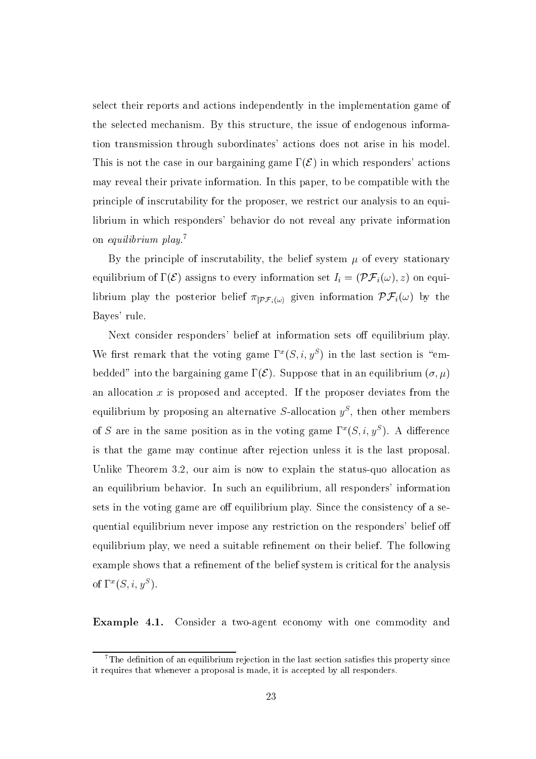select their reports and actions independently in the implementation game of the selected mechanism. By this structure, the issue of endogenous information transmission through subordinates' actions does not arise in his model. This is not the case in our bargaining game $\Gamma(\mathcal{E})$ in which responders' actions may reveal their private information. In this paper, to be compatible with the principle of inscrutability for the proposer, we restrict our analysis to an equilibrium in which responders' behavior do not reveal any private information on *equilibrium play*.[7]

By the principle of inscrutability, the belief system $\mu$ of every stationary equilibrium of $\Gamma(\mathcal{E})$ assigns to every information set $I_i = (\mathcal{PF}_i(\omega), z)$ on equilibrium play the posterior belief $\pi_{|\mathcal{PF}_i(\omega)}$ given information $\mathcal{PF}_i(\omega)$ by the Bayes' rule.

Next consider responders' belief at information sets off equilibrium play. We first remark that the voting game $\Gamma^x(S, i, y^S)$ in the last section is "embedded" into the bargaining game $\Gamma(\mathcal{E})$. Suppose that in an equilibrium $(\sigma, \mu)$ an allocation $x$ is proposed and accepted. If the proposer deviates from the equilibrium by proposing an alternative $S$-allocation $y^S$, then other members of $S$ are in the same position as in the voting game $\Gamma^x(S, i, y^S)$. A difference is that the game may continue after rejection unless it is the last proposal. Unlike Theorem 3.2, our aim is now to explain the status-quo allocation as an equilibrium behavior. In such an equilibrium, all responders' information sets in the voting game are off equilibrium play. Since the consistency of a sequential equilibrium never impose any restriction on the responders' belief off equilibrium play, we need a suitable refinement on their belief. The following example shows that a refinement of the belief system is critical for the analysis of $\Gamma^x(S, i, y^S)$.

**Example 4.1.** Consider a two-agent economy with one commodity and

[7] The definition of an equilibrium rejection in the last section satisfies this property since it requires that whenever a proposal is made, it is accepted by all responders.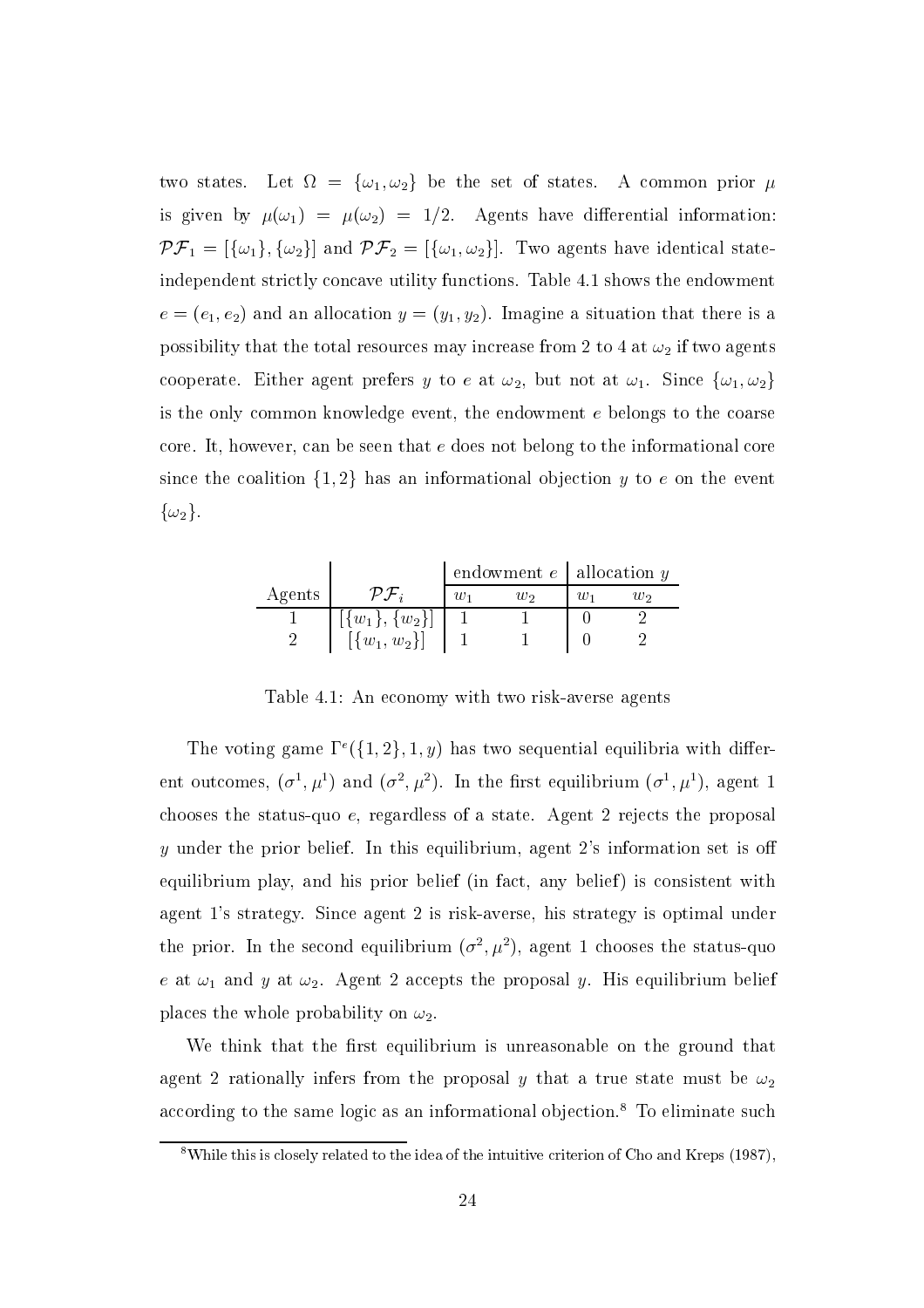two states. Let $\Omega = \{\omega_1, \omega_2\}$ be the set of states. A common prior $\mu$ is given by $\mu(\omega_1) = \mu(\omega_2) = 1/2$. Agents have differential information: $\mathcal{PF}_1 = [\{\omega_1\}, \{\omega_2\}]$ and $\mathcal{PF}_2 = [\{\omega_1, \omega_2\}]$. Two agents have identical state-independent strictly concave utility functions. Table 4.1 shows the endowment $e = (e_1, e_2)$ and an allocation $y = (y_1, y_2)$. Imagine a situation that there is a possibility that the total resources may increase from 2 to 4 at $\omega_2$ if two agents cooperate. Either agent prefers $y$ to $e$ at $\omega_2$, but not at $\omega_1$. Since $\{\omega_1, \omega_2\}$ is the only common knowledge event, the endowment $e$ belongs to the coarse core. It, however, can be seen that $e$ does not belong to the informational core since the coalition $\{1, 2\}$ has an informational objection $y$ to $e$ on the event $\{\omega_2\}$.

| | | endowment $e$ | | allocation $y$ | |
|---|---|---|---|---|---|
| Agents | $\mathcal{PF}_i$ | $w_1$ | $w_2$ | $w_1$ | $w_2$ |
| 1 | $[\{w_1\}, \{w_2\}]$ | 1 | 1 | 0 | 2 |
| 2 | $[\{w_1, w_2\}]$ | 1 | 1 | 0 | 2 |

Table 4.1: An economy with two risk-averse agents

The voting game $\Gamma^e(\{1, 2\}, 1, y)$ has two sequential equilibria with different outcomes, $(\sigma^1, \mu^1)$ and $(\sigma^2, \mu^2)$. In the first equilibrium $(\sigma^1, \mu^1)$, agent 1 chooses the status-quo $e$, regardless of a state. Agent 2 rejects the proposal $y$ under the prior belief. In this equilibrium, agent 2's information set is off equilibrium play, and his prior belief (in fact, any belief) is consistent with agent 1's strategy. Since agent 2 is risk-averse, his strategy is optimal under the prior. In the second equilibrium $(\sigma^2, \mu^2)$, agent 1 chooses the status-quo $e$ at $\omega_1$ and $y$ at $\omega_2$. Agent 2 accepts the proposal $y$. His equilibrium belief places the whole probability on $\omega_2$.

We think that the first equilibrium is unreasonable on the ground that agent 2 rationally infers from the proposal $y$ that a true state must be $\omega_2$ according to the same logic as an informational objection.[8] To eliminate such

[8] While this is closely related to the idea of the intuitive criterion of Cho and Kreps (1987),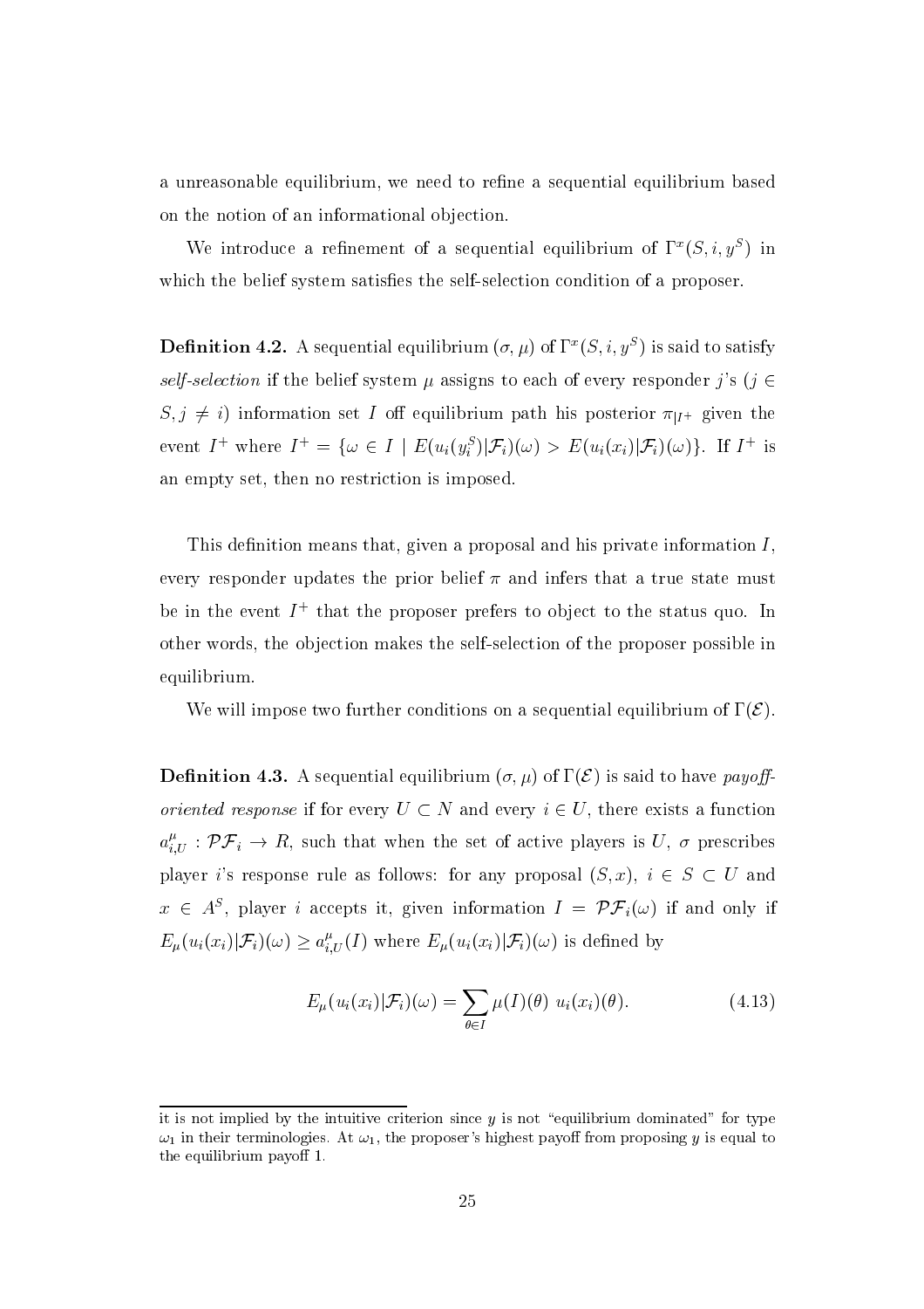a unreasonable equilibrium, we need to refine a sequential equilibrium based on the notion of an informational objection.

We introduce a refinement of a sequential equilibrium of $\Gamma^x(S, i, y^S)$ in which the belief system satisfies the self-selection condition of a proposer.

**Definition 4.2.** A sequential equilibrium $(\sigma, \mu)$ of $\Gamma^x(S, i, y^S)$ is said to satisfy *self-selection* if the belief system $\mu$ assigns to each of every responder $j$'s ($j \in S, j \neq i$) information set $I$ off equilibrium path his posterior $\pi_{|I^+}$ given the event $I^+$ where $I^+ = \{\omega \in I \mid E(u_i(y_i^S)|\mathcal{F}_i)(\omega) > E(u_i(x_i)|\mathcal{F}_i)(\omega)\}$. If $I^+$ is an empty set, then no restriction is imposed.

This definition means that, given a proposal and his private information $I$, every responder updates the prior belief $\pi$ and infers that a true state must be in the event $I^+$ that the proposer prefers to object to the status quo. In other words, the objection makes the self-selection of the proposer possible in equilibrium.

We will impose two further conditions on a sequential equilibrium of $\Gamma(\mathcal{E})$.

**Definition 4.3.** A sequential equilibrium $(\sigma, \mu)$ of $\Gamma(\mathcal{E})$ is said to have *payoff-oriented response* if for every $U \subset N$ and every $i \in U$, there exists a function $a^{\mu}_{i,U} : \mathcal{PF}_i \to R$, such that when the set of active players is $U$, $\sigma$ prescribes player $i$'s response rule as follows: for any proposal $(S, x)$, $i \in S \subset U$ and $x \in A^S$, player $i$ accepts it, given information $I = \mathcal{PF}_i(\omega)$ if and only if $E_\mu(u_i(x_i)|\mathcal{F}_i)(\omega) \geq a^{\mu}_{i,U}(I)$ where $E_\mu(u_i(x_i)|\mathcal{F}_i)(\omega)$ is defined by

$$E_\mu(u_i(x_i)|\mathcal{F}_i)(\omega) = \sum_{\theta \in I} \mu(I)(\theta)\ u_i(x_i)(\theta). \tag{4.13}$$

---

it is not implied by the intuitive criterion since $y$ is not "equilibrium dominated" for type $\omega_1$ in their terminologies. At $\omega_1$, the proposer's highest payoff from proposing $y$ is equal to the equilibrium payoff 1.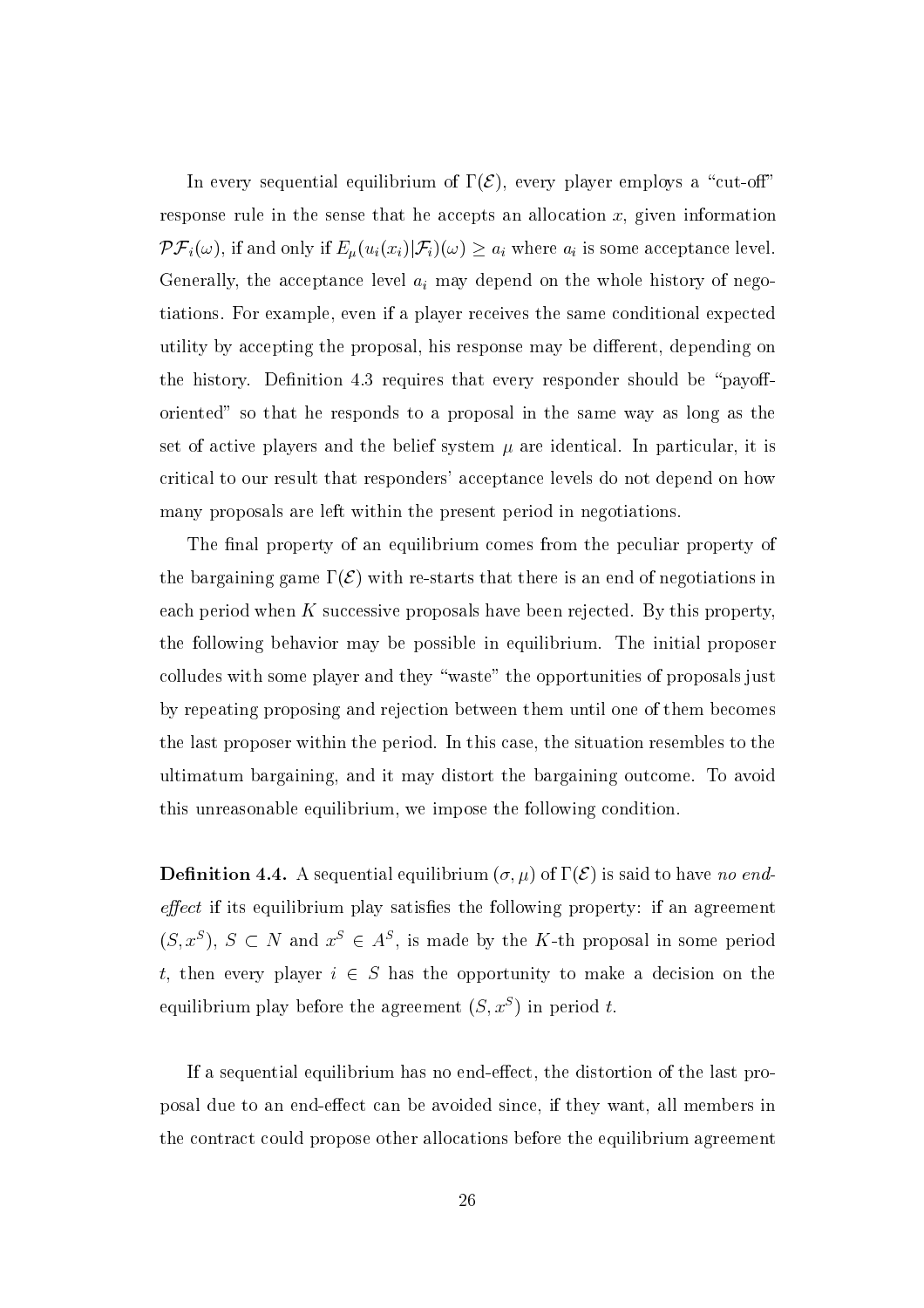In every sequential equilibrium of $\Gamma(\mathcal{E})$, every player employs a "cut-off" response rule in the sense that he accepts an allocation $x$, given information $\mathcal{PF}_i(\omega)$, if and only if $E_\mu(u_i(x_i)|\mathcal{F}_i)(\omega) \geq a_i$ where $a_i$ is some acceptance level. Generally, the acceptance level $a_i$ may depend on the whole history of negotiations. For example, even if a player receives the same conditional expected utility by accepting the proposal, his response may be different, depending on the history. Definition 4.3 requires that every responder should be "payoff-oriented" so that he responds to a proposal in the same way as long as the set of active players and the belief system $\mu$ are identical. In particular, it is critical to our result that responders' acceptance levels do not depend on how many proposals are left within the present period in negotiations.

The final property of an equilibrium comes from the peculiar property of the bargaining game $\Gamma(\mathcal{E})$ with re-starts that there is an end of negotiations in each period when $K$ successive proposals have been rejected. By this property, the following behavior may be possible in equilibrium. The initial proposer colludes with some player and they "waste" the opportunities of proposals just by repeating proposing and rejection between them until one of them becomes the last proposer within the period. In this case, the situation resembles to the ultimatum bargaining, and it may distort the bargaining outcome. To avoid this unreasonable equilibrium, we impose the following condition.

**Definition 4.4.** A sequential equilibrium $(\sigma, \mu)$ of $\Gamma(\mathcal{E})$ is said to have *no end-effect* if its equilibrium play satisfies the following property: if an agreement $(S, x^S)$, $S \subset N$ and $x^S \in A^S$, is made by the $K$-th proposal in some period $t$, then every player $i \in S$ has the opportunity to make a decision on the equilibrium play before the agreement $(S, x^S)$ in period $t$.

If a sequential equilibrium has no end-effect, the distortion of the last proposal due to an end-effect can be avoided since, if they want, all members in the contract could propose other allocations before the equilibrium agreement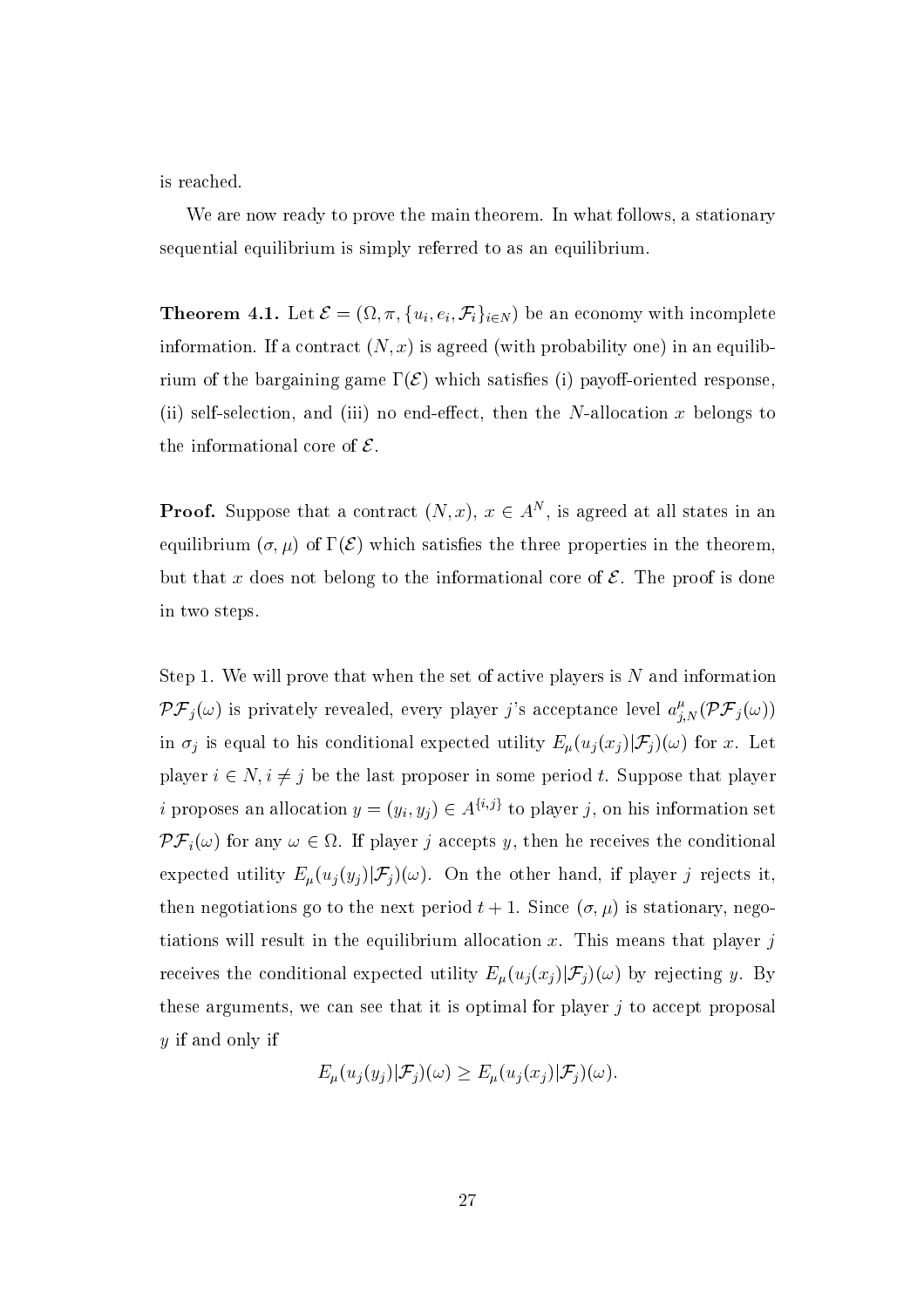is reached.

We are now ready to prove the main theorem. In what follows, a stationary sequential equilibrium is simply referred to as an equilibrium.

**Theorem 4.1.** Let $\mathcal{E} = (\Omega, \pi, \{u_i, e_i, \mathcal{F}_i\}_{i \in N})$ be an economy with incomplete information. If a contract $(N, x)$ is agreed (with probability one) in an equilibrium of the bargaining game $\Gamma(\mathcal{E})$ which satisfies (i) payoff-oriented response, (ii) self-selection, and (iii) no end-effect, then the $N$-allocation $x$ belongs to the informational core of $\mathcal{E}$.

**Proof.** Suppose that a contract $(N, x)$, $x \in A^N$, is agreed at all states in an equilibrium $(\sigma, \mu)$ of $\Gamma(\mathcal{E})$ which satisfies the three properties in the theorem, but that $x$ does not belong to the informational core of $\mathcal{E}$. The proof is done in two steps.

Step 1. We will prove that when the set of active players is $N$ and information $\mathcal{PF}_j(\omega)$ is privately revealed, every player $j$'s acceptance level $a^{\mu}_{j,N}(\mathcal{PF}_j(\omega))$ in $\sigma_j$ is equal to his conditional expected utility $E_\mu(u_j(x_j)|\mathcal{F}_j)(\omega)$ for $x$. Let player $i \in N, i \neq j$ be the last proposer in some period $t$. Suppose that player $i$ proposes an allocation $y = (y_i, y_j) \in A^{\{i,j\}}$ to player $j$, on his information set $\mathcal{PF}_i(\omega)$ for any $\omega \in \Omega$. If player $j$ accepts $y$, then he receives the conditional expected utility $E_\mu(u_j(y_j)|\mathcal{F}_j)(\omega)$. On the other hand, if player $j$ rejects it, then negotiations go to the next period $t+1$. Since $(\sigma, \mu)$ is stationary, negotiations will result in the equilibrium allocation $x$. This means that player $j$ receives the conditional expected utility $E_\mu(u_j(x_j)|\mathcal{F}_j)(\omega)$ by rejecting $y$. By these arguments, we can see that it is optimal for player $j$ to accept proposal $y$ if and only if

$$E_\mu(u_j(y_j)|\mathcal{F}_j)(\omega) \geq E_\mu(u_j(x_j)|\mathcal{F}_j)(\omega).$$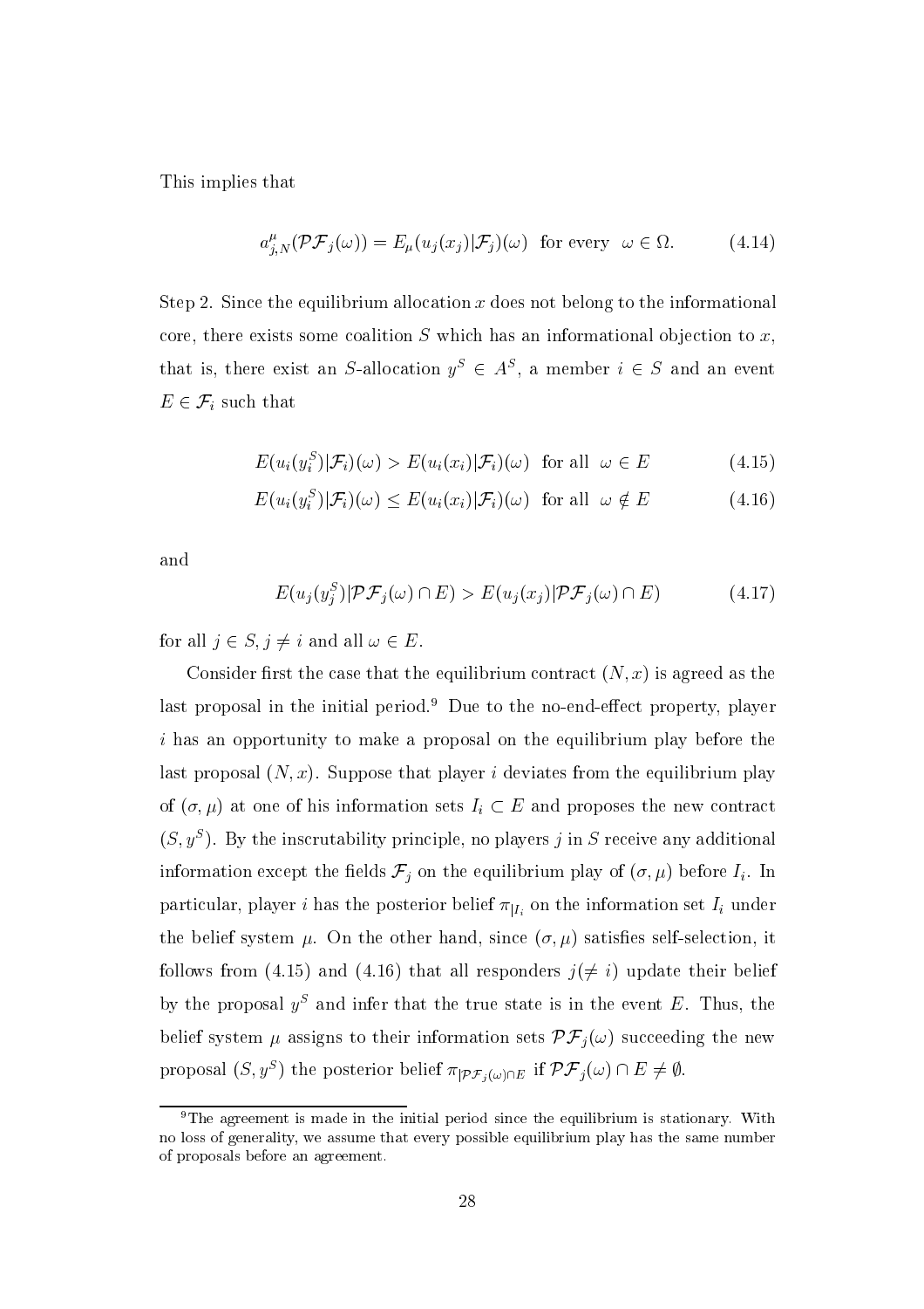This implies that

$$a^{\mu}_{j,N}(\mathcal{PF}_j(\omega)) = E_{\mu}(u_j(x_j)|\mathcal{F}_j)(\omega) \ \text{ for every } \ \omega \in \Omega. \tag{4.14}$$

Step 2. Since the equilibrium allocation $x$ does not belong to the informational core, there exists some coalition $S$ which has an informational objection to $x$, that is, there exist an $S$-allocation $y^S \in A^S$, a member $i \in S$ and an event $E \in \mathcal{F}_i$ such that

$$E(u_i(y_i^S)|\mathcal{F}_i)(\omega) > E(u_i(x_i)|\mathcal{F}_i)(\omega) \ \text{ for all } \ \omega \in E \tag{4.15}$$

$$E(u_i(y_i^S)|\mathcal{F}_i)(\omega) \leq E(u_i(x_i)|\mathcal{F}_i)(\omega) \ \text{ for all } \ \omega \notin E \tag{4.16}$$

and

$$E(u_j(y_j^S)|\mathcal{PF}_j(\omega) \cap E) > E(u_j(x_j)|\mathcal{PF}_j(\omega) \cap E) \tag{4.17}$$

for all $j \in S, j \neq i$ and all $\omega \in E$.

Consider first the case that the equilibrium contract $(N, x)$ is agreed as the last proposal in the initial period.[9] Due to the no-end-effect property, player $i$ has an opportunity to make a proposal on the equilibrium play before the last proposal $(N, x)$. Suppose that player $i$ deviates from the equilibrium play of $(\sigma, \mu)$ at one of his information sets $I_i \subset E$ and proposes the new contract $(S, y^S)$. By the inscrutability principle, no players $j$ in $S$ receive any additional information except the fields $\mathcal{F}_j$ on the equilibrium play of $(\sigma, \mu)$ before $I_i$. In particular, player $i$ has the posterior belief $\pi_{|I_i}$ on the information set $I_i$ under the belief system $\mu$. On the other hand, since $(\sigma, \mu)$ satisfies self-selection, it follows from (4.15) and (4.16) that all responders $j (\neq i)$ update their belief by the proposal $y^S$ and infer that the true state is in the event $E$. Thus, the belief system $\mu$ assigns to their information sets $\mathcal{PF}_j(\omega)$ succeeding the new proposal $(S, y^S)$ the posterior belief $\pi_{|\mathcal{PF}_j(\omega)\cap E}$ if $\mathcal{PF}_j(\omega) \cap E \neq \emptyset$.

[9] The agreement is made in the initial period since the equilibrium is stationary. With no loss of generality, we assume that every possible equilibrium play has the same number of proposals before an agreement.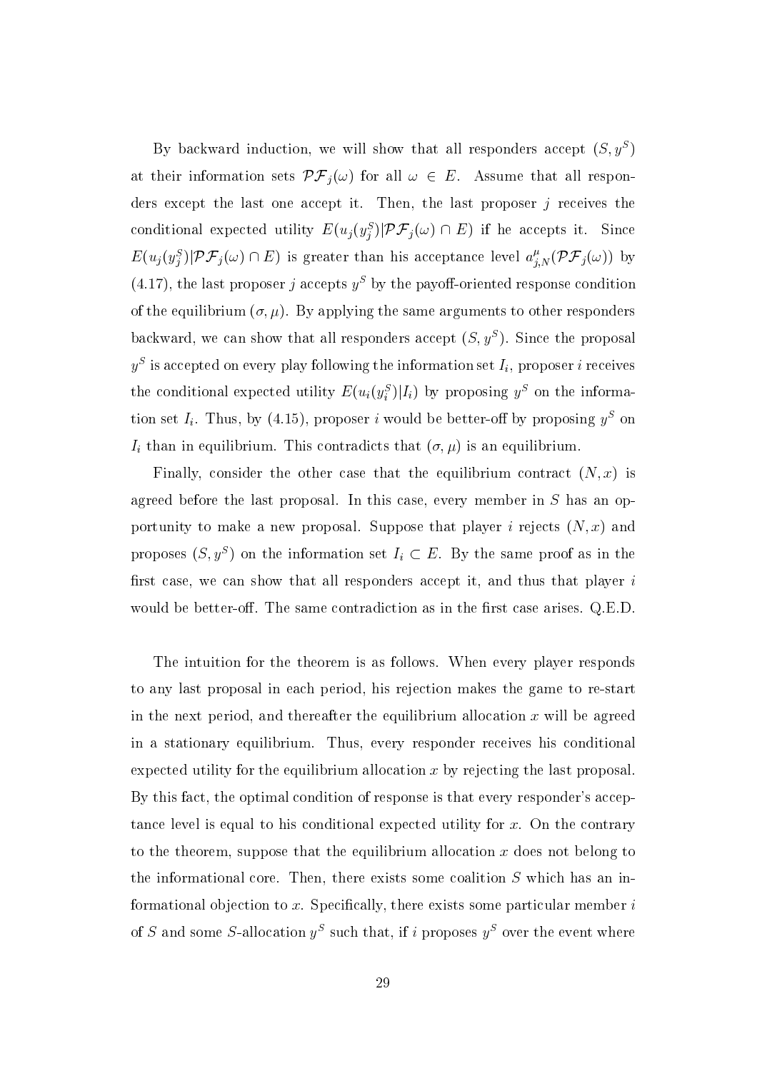By backward induction, we will show that all responders accept $(S, y^S)$ at their information sets $\mathcal{PF}_j(\omega)$ for all $\omega \in E$. Assume that all responders except the last one accept it. Then, the last proposer $j$ receives the conditional expected utility $E(u_j(y_j^S)|\mathcal{PF}_j(\omega) \cap E)$ if he accepts it. Since $E(u_j(y_j^S)|\mathcal{PF}_j(\omega) \cap E)$ is greater than his acceptance level $a_{j,N}^{\mu}(\mathcal{PF}_j(\omega))$ by (4.17), the last proposer $j$ accepts $y^S$ by the payoff-oriented response condition of the equilibrium $(\sigma, \mu)$. By applying the same arguments to other responders backward, we can show that all responders accept $(S, y^S)$. Since the proposal $y^S$ is accepted on every play following the information set $I_i$, proposer $i$ receives the conditional expected utility $E(u_i(y_i^S)|I_i)$ by proposing $y^S$ on the information set $I_i$. Thus, by (4.15), proposer $i$ would be better-off by proposing $y^S$ on $I_i$ than in equilibrium. This contradicts that $(\sigma, \mu)$ is an equilibrium.

Finally, consider the other case that the equilibrium contract $(N, x)$ is agreed before the last proposal. In this case, every member in $S$ has an opportunity to make a new proposal. Suppose that player $i$ rejects $(N, x)$ and proposes $(S, y^S)$ on the information set $I_i \subset E$. By the same proof as in the first case, we can show that all responders accept it, and thus that player $i$ would be better-off. The same contradiction as in the first case arises. Q.E.D.

The intuition for the theorem is as follows. When every player responds to any last proposal in each period, his rejection makes the game to re-start in the next period, and thereafter the equilibrium allocation $x$ will be agreed in a stationary equilibrium. Thus, every responder receives his conditional expected utility for the equilibrium allocation $x$ by rejecting the last proposal. By this fact, the optimal condition of response is that every responder's acceptance level is equal to his conditional expected utility for $x$. On the contrary to the theorem, suppose that the equilibrium allocation $x$ does not belong to the informational core. Then, there exists some coalition $S$ which has an informational objection to $x$. Specifically, there exists some particular member $i$ of $S$ and some $S$-allocation $y^S$ such that, if $i$ proposes $y^S$ over the event where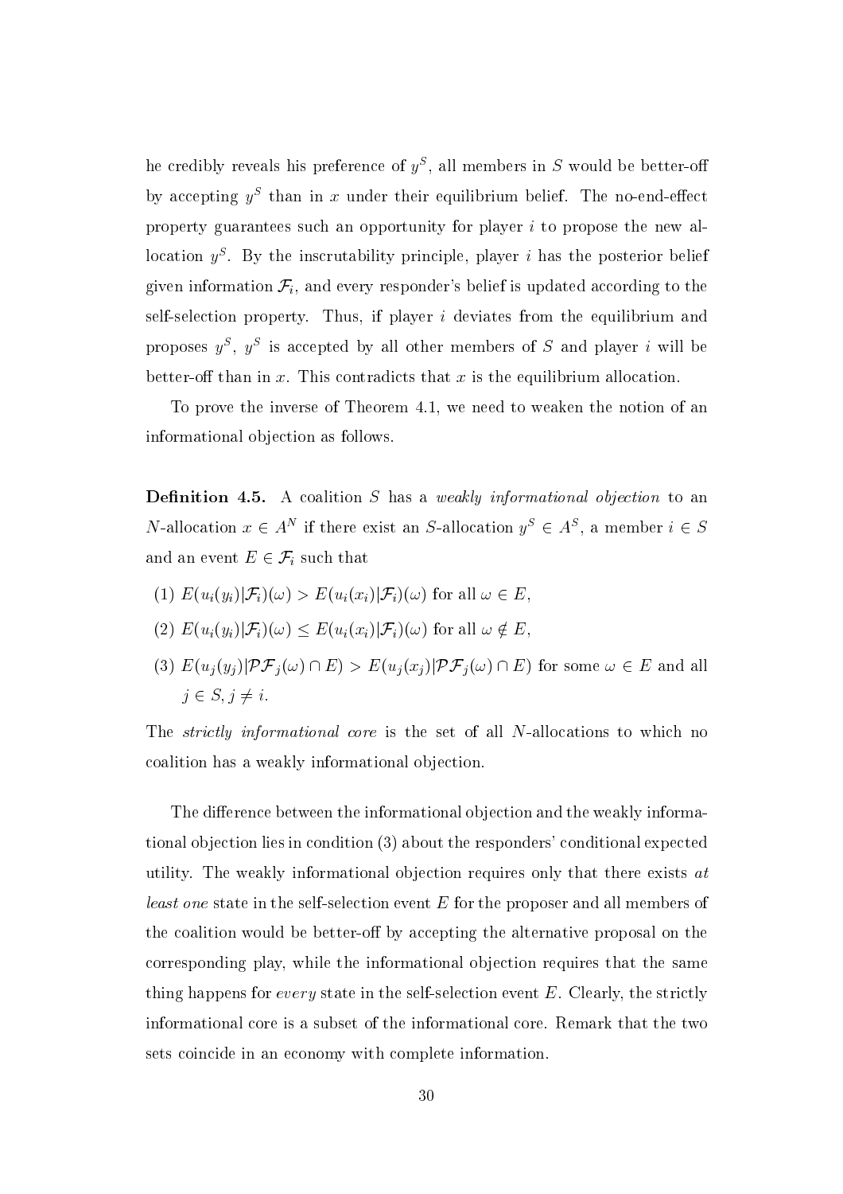he credibly reveals his preference of $y^S$, all members in $S$ would be better-off by accepting $y^S$ than in $x$ under their equilibrium belief. The no-end-effect property guarantees such an opportunity for player $i$ to propose the new allocation $y^S$. By the inscrutability principle, player $i$ has the posterior belief given information $\mathcal{F}_i$, and every responder's belief is updated according to the self-selection property. Thus, if player $i$ deviates from the equilibrium and proposes $y^S$, $y^S$ is accepted by all other members of $S$ and player $i$ will be better-off than in $x$. This contradicts that $x$ is the equilibrium allocation.

To prove the inverse of Theorem 4.1, we need to weaken the notion of an informational objection as follows.

**Definition 4.5.** A coalition $S$ has a *weakly informational objection* to an $N$-allocation $x \in A^N$ if there exist an $S$-allocation $y^S \in A^S$, a member $i \in S$ and an event $E \in \mathcal{F}_i$ such that

(1) $E(u_i(y_i)|\mathcal{F}_i)(\omega) > E(u_i(x_i)|\mathcal{F}_i)(\omega)$ for all $\omega \in E$,

(2) $E(u_i(y_i)|\mathcal{F}_i)(\omega) \leq E(u_i(x_i)|\mathcal{F}_i)(\omega)$ for all $\omega \notin E$,

(3) $E(u_j(y_j)|\mathcal{PF}_j(\omega) \cap E) > E(u_j(x_j)|\mathcal{PF}_j(\omega) \cap E)$ for some $\omega \in E$ and all $j \in S, j \neq i$.

The *strictly informational core* is the set of all $N$-allocations to which no coalition has a weakly informational objection.

The difference between the informational objection and the weakly informational objection lies in condition (3) about the responders' conditional expected utility. The weakly informational objection requires only that there exists *at least one* state in the self-selection event $E$ for the proposer and all members of the coalition would be better-off by accepting the alternative proposal on the corresponding play, while the informational objection requires that the same thing happens for *every* state in the self-selection event $E$. Clearly, the strictly informational core is a subset of the informational core. Remark that the two sets coincide in an economy with complete information.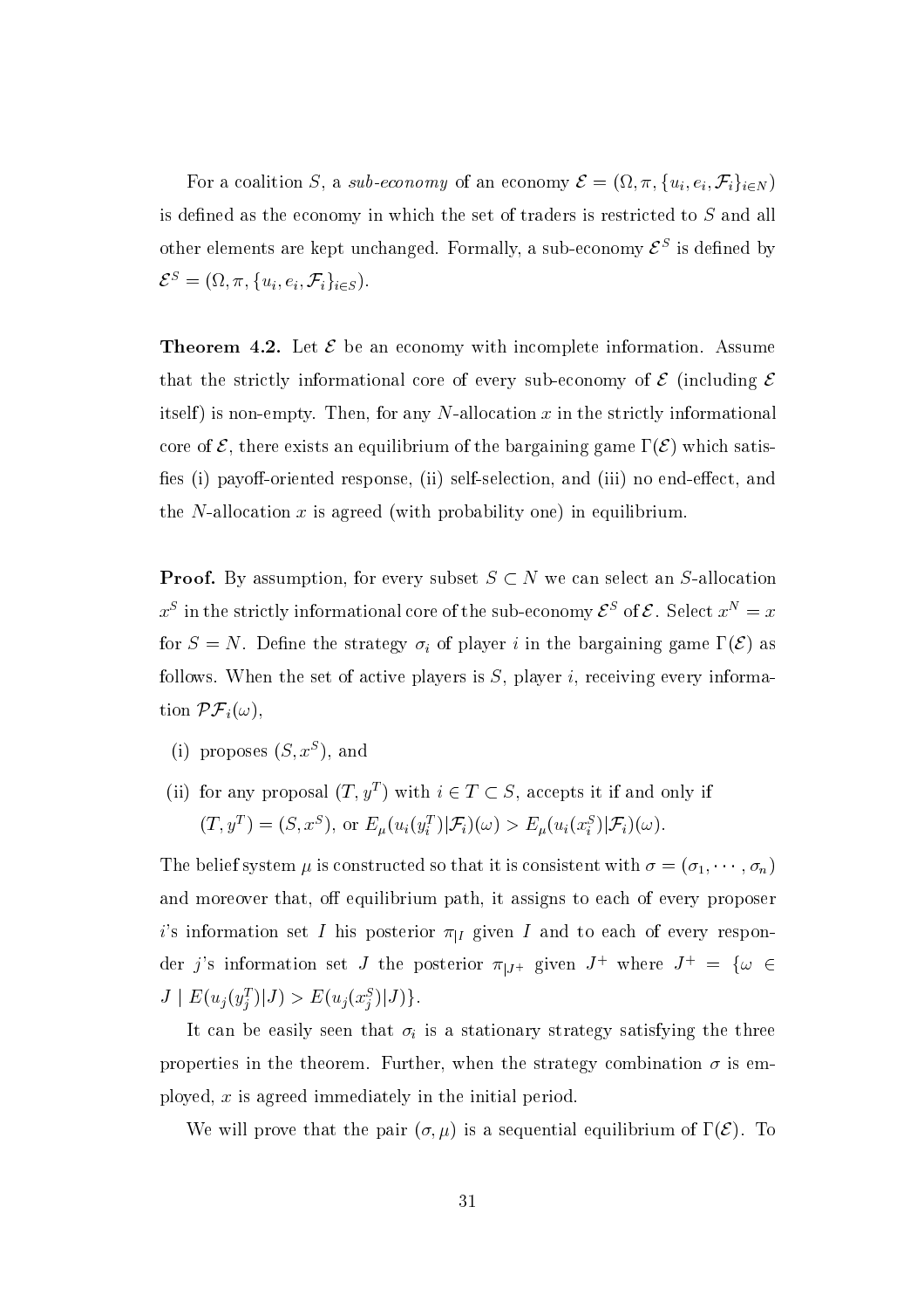For a coalition $S$, a *sub-economy* of an economy $\mathcal{E} = (\Omega, \pi, \{u_i, e_i, \mathcal{F}_i\}_{i \in N})$ is defined as the economy in which the set of traders is restricted to $S$ and all other elements are kept unchanged. Formally, a sub-economy $\mathcal{E}^S$ is defined by $\mathcal{E}^S = (\Omega, \pi, \{u_i, e_i, \mathcal{F}_i\}_{i \in S})$.

**Theorem 4.2.** Let $\mathcal{E}$ be an economy with incomplete information. Assume that the strictly informational core of every sub-economy of $\mathcal{E}$ (including $\mathcal{E}$ itself) is non-empty. Then, for any $N$-allocation $x$ in the strictly informational core of $\mathcal{E}$, there exists an equilibrium of the bargaining game $\Gamma(\mathcal{E})$ which satisfies (i) payoff-oriented response, (ii) self-selection, and (iii) no end-effect, and the $N$-allocation $x$ is agreed (with probability one) in equilibrium.

**Proof.** By assumption, for every subset $S \subset N$ we can select an $S$-allocation $x^S$ in the strictly informational core of the sub-economy $\mathcal{E}^S$ of $\mathcal{E}$. Select $x^N = x$ for $S = N$. Define the strategy $\sigma_i$ of player $i$ in the bargaining game $\Gamma(\mathcal{E})$ as follows. When the set of active players is $S$, player $i$, receiving every information $\mathcal{PF}_i(\omega)$,

(i) proposes $(S, x^S)$, and

(ii) for any proposal $(T, y^T)$ with $i \in T \subset S$, accepts it if and only if $(T, y^T) = (S, x^S)$, or $E_\mu(u_i(y_i^T)|\mathcal{F}_i)(\omega) > E_\mu(u_i(x_i^S)|\mathcal{F}_i)(\omega)$.

The belief system $\mu$ is constructed so that it is consistent with $\sigma = (\sigma_1, \cdots, \sigma_n)$ and moreover that, off equilibrium path, it assigns to each of every proposer $i$'s information set $I$ his posterior $\pi_{|I}$ given $I$ and to each of every responder $j$'s information set $J$ the posterior $\pi_{|J^+}$ given $J^+$ where $J^+ = \{\omega \in J \mid E(u_j(y_j^T)|J) > E(u_j(x_j^S)|J)\}$.

It can be easily seen that $\sigma_i$ is a stationary strategy satisfying the three properties in the theorem. Further, when the strategy combination $\sigma$ is employed, $x$ is agreed immediately in the initial period.

We will prove that the pair $(\sigma, \mu)$ is a sequential equilibrium of $\Gamma(\mathcal{E})$. To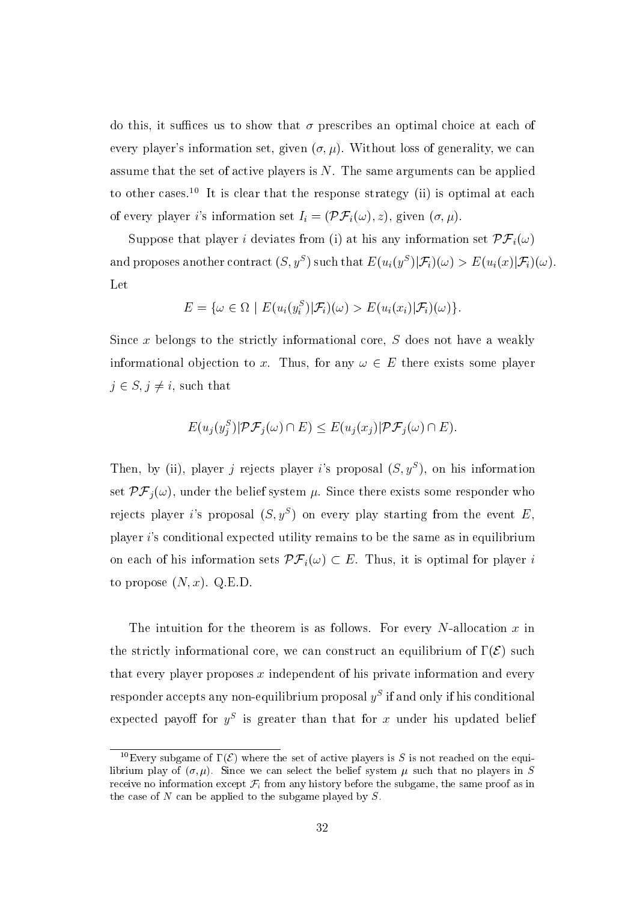do this, it suffices us to show that $\sigma$ prescribes an optimal choice at each of every player's information set, given $(\sigma, \mu)$. Without loss of generality, we can assume that the set of active players is $N$. The same arguments can be applied to other cases.[10] It is clear that the response strategy (ii) is optimal at each of every player $i$'s information set $I_i = (\mathcal{PF}_i(\omega), z)$, given $(\sigma, \mu)$.

Suppose that player $i$ deviates from (i) at his any information set $\mathcal{PF}_i(\omega)$ and proposes another contract $(S, y^S)$ such that $E(u_i(y^S)|\mathcal{F}_i)(\omega) > E(u_i(x)|\mathcal{F}_i)(\omega)$. Let

$$E = \{\omega \in \Omega \mid E(u_i(y_i^S)|\mathcal{F}_i)(\omega) > E(u_i(x_i)|\mathcal{F}_i)(\omega)\}.$$

Since $x$ belongs to the strictly informational core, $S$ does not have a weakly informational objection to $x$. Thus, for any $\omega \in E$ there exists some player $j \in S, j \neq i$, such that

$$E(u_j(y_j^S)|\mathcal{PF}_j(\omega) \cap E) \leq E(u_j(x_j)|\mathcal{PF}_j(\omega) \cap E).$$

Then, by (ii), player $j$ rejects player $i$'s proposal $(S, y^S)$, on his information set $\mathcal{PF}_j(\omega)$, under the belief system $\mu$. Since there exists some responder who rejects player $i$'s proposal $(S, y^S)$ on every play starting from the event $E$, player $i$'s conditional expected utility remains to be the same as in equilibrium on each of his information sets $\mathcal{PF}_i(\omega) \subset E$. Thus, it is optimal for player $i$ to propose $(N, x)$. Q.E.D.

The intuition for the theorem is as follows. For every $N$-allocation $x$ in the strictly informational core, we can construct an equilibrium of $\Gamma(\mathcal{E})$ such that every player proposes $x$ independent of his private information and every responder accepts any non-equilibrium proposal $y^S$ if and only if his conditional expected payoff for $y^S$ is greater than that for $x$ under his updated belief

[10] Every subgame of $\Gamma(\mathcal{E})$ where the set of active players is $S$ is not reached on the equilibrium play of $(\sigma, \mu)$. Since we can select the belief system $\mu$ such that no players in $S$ receive no information except $\mathcal{F}_i$ from any history before the subgame, the same proof as in the case of $N$ can be applied to the subgame played by $S$.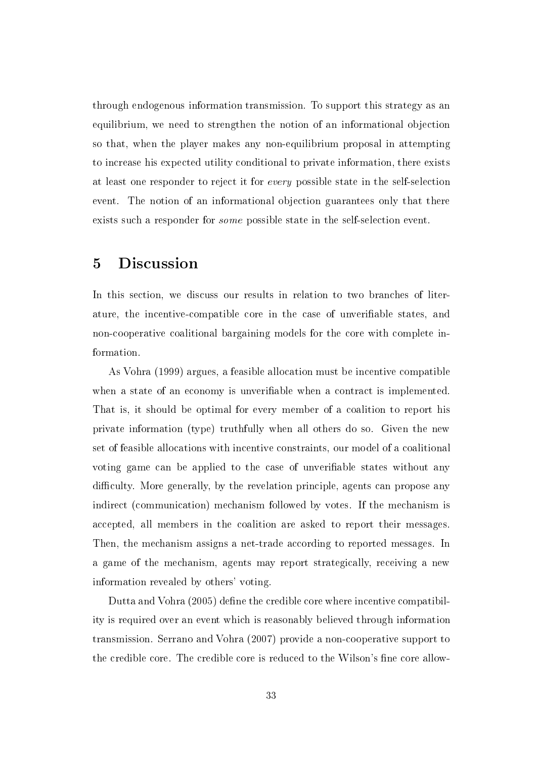through endogenous information transmission. To support this strategy as an equilibrium, we need to strengthen the notion of an informational objection so that, when the player makes any non-equilibrium proposal in attempting to increase his expected utility conditional to private information, there exists at least one responder to reject it for *every* possible state in the self-selection event. The notion of an informational objection guarantees only that there exists such a responder for *some* possible state in the self-selection event.

# 5 Discussion

In this section, we discuss our results in relation to two branches of literature, the incentive-compatible core in the case of unverifiable states, and non-cooperative coalitional bargaining models for the core with complete information.

As Vohra (1999) argues, a feasible allocation must be incentive compatible when a state of an economy is unverifiable when a contract is implemented. That is, it should be optimal for every member of a coalition to report his private information (type) truthfully when all others do so. Given the new set of feasible allocations with incentive constraints, our model of a coalitional voting game can be applied to the case of unverifiable states without any difficulty. More generally, by the revelation principle, agents can propose any indirect (communication) mechanism followed by votes. If the mechanism is accepted, all members in the coalition are asked to report their messages. Then, the mechanism assigns a net-trade according to reported messages. In a game of the mechanism, agents may report strategically, receiving a new information revealed by others' voting.

Dutta and Vohra (2005) define the credible core where incentive compatibility is required over an event which is reasonably believed through information transmission. Serrano and Vohra (2007) provide a non-cooperative support to the credible core. The credible core is reduced to the Wilson's fine core allow-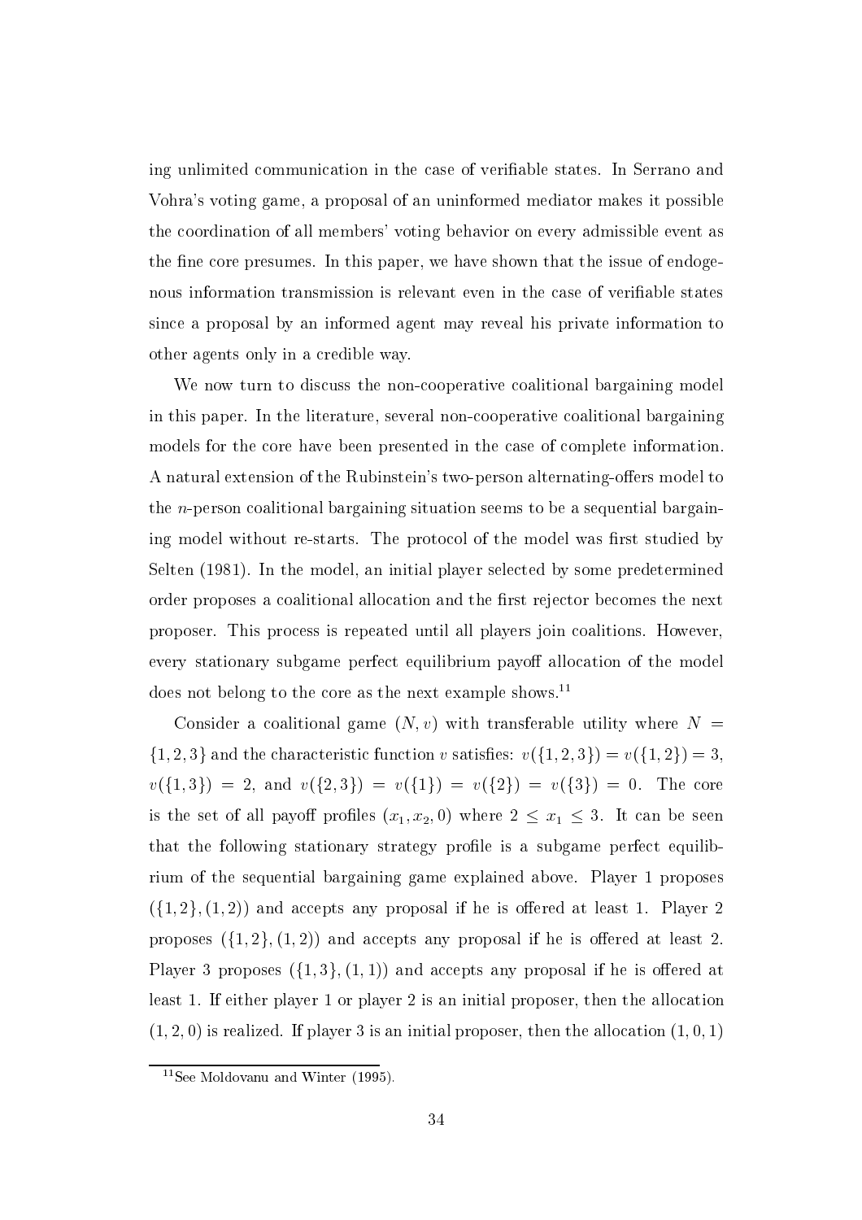ing unlimited communication in the case of verifiable states. In Serrano and Vohra's voting game, a proposal of an uninformed mediator makes it possible the coordination of all members' voting behavior on every admissible event as the fine core presumes. In this paper, we have shown that the issue of endogenous information transmission is relevant even in the case of verifiable states since a proposal by an informed agent may reveal his private information to other agents only in a credible way.

We now turn to discuss the non-cooperative coalitional bargaining model in this paper. In the literature, several non-cooperative coalitional bargaining models for the core have been presented in the case of complete information. A natural extension of the Rubinstein's two-person alternating-offers model to the $n$-person coalitional bargaining situation seems to be a sequential bargaining model without re-starts. The protocol of the model was first studied by Selten (1981). In the model, an initial player selected by some predetermined order proposes a coalitional allocation and the first rejector becomes the next proposer. This process is repeated until all players join coalitions. However, every stationary subgame perfect equilibrium payoff allocation of the model does not belong to the core as the next example shows.[11]

Consider a coalitional game $(N, v)$ with transferable utility where $N = \{1, 2, 3\}$ and the characteristic function $v$ satisfies: $v(\{1, 2, 3\}) = v(\{1, 2\}) = 3$, $v(\{1, 3\}) = 2$, and $v(\{2, 3\}) = v(\{1\}) = v(\{2\}) = v(\{3\}) = 0$. The core is the set of all payoff profiles $(x_1, x_2, 0)$ where $2 \leq x_1 \leq 3$. It can be seen that the following stationary strategy profile is a subgame perfect equilibrium of the sequential bargaining game explained above. Player 1 proposes $(\{1, 2\}, (1, 2))$ and accepts any proposal if he is offered at least 1. Player 2 proposes $(\{1, 2\}, (1, 2))$ and accepts any proposal if he is offered at least 2. Player 3 proposes $(\{1, 3\}, (1, 1))$ and accepts any proposal if he is offered at least 1. If either player 1 or player 2 is an initial proposer, then the allocation $(1, 2, 0)$ is realized. If player 3 is an initial proposer, then the allocation $(1, 0, 1)$

[11] See Moldovanu and Winter (1995).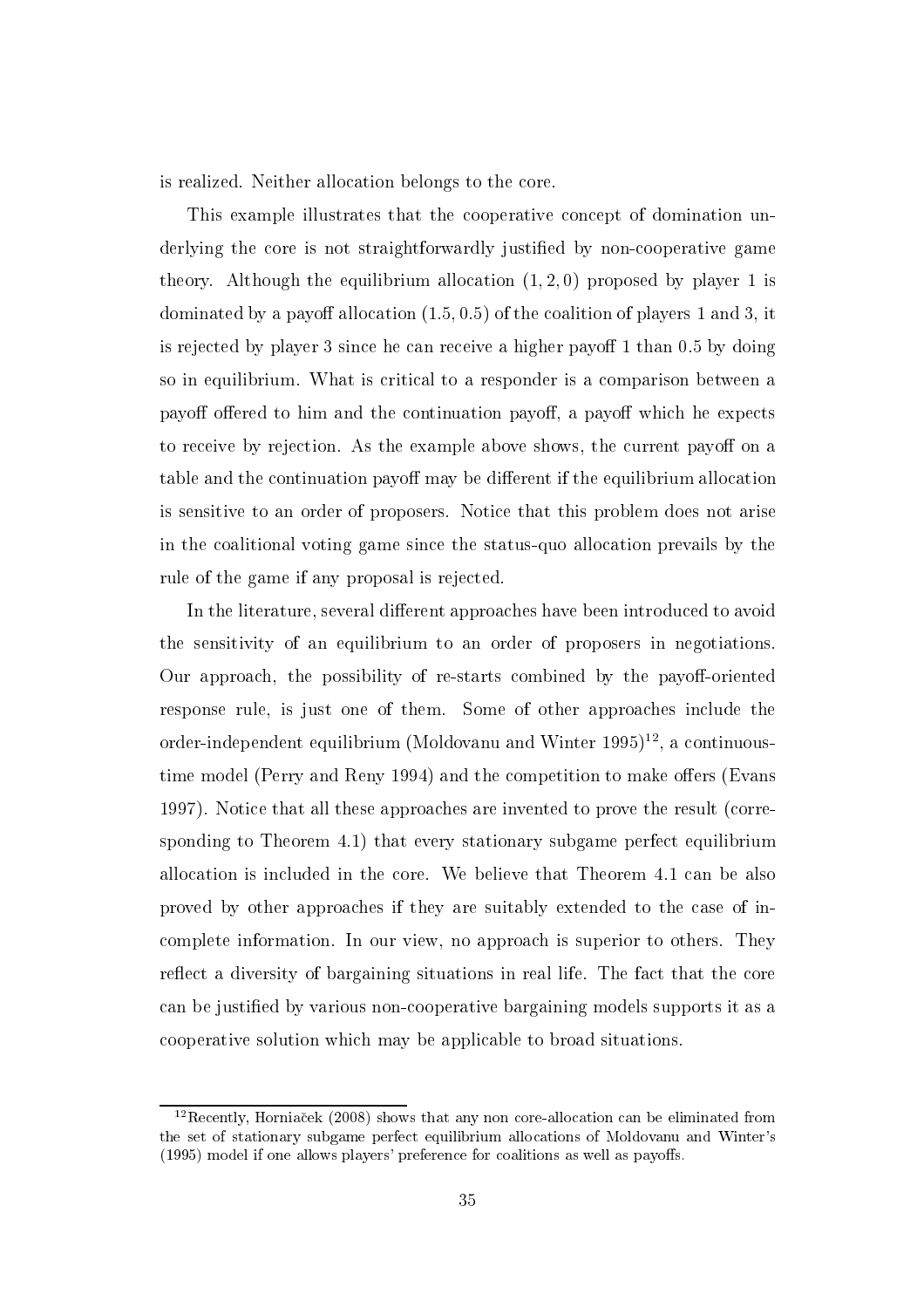is realized. Neither allocation belongs to the core.

This example illustrates that the cooperative concept of domination underlying the core is not straightforwardly justified by non-cooperative game theory. Although the equilibrium allocation $(1, 2, 0)$ proposed by player 1 is dominated by a payoff allocation $(1.5, 0.5)$ of the coalition of players 1 and 3, it is rejected by player 3 since he can receive a higher payoff 1 than 0.5 by doing so in equilibrium. What is critical to a responder is a comparison between a payoff offered to him and the continuation payoff, a payoff which he expects to receive by rejection. As the example above shows, the current payoff on a table and the continuation payoff may be different if the equilibrium allocation is sensitive to an order of proposers. Notice that this problem does not arise in the coalitional voting game since the status-quo allocation prevails by the rule of the game if any proposal is rejected.

In the literature, several different approaches have been introduced to avoid the sensitivity of an equilibrium to an order of proposers in negotiations. Our approach, the possibility of re-starts combined by the payoff-oriented response rule, is just one of them. Some of other approaches include the order-independent equilibrium (Moldovanu and Winter 1995)[12], a continuous-time model (Perry and Reny 1994) and the competition to make offers (Evans 1997). Notice that all these approaches are invented to prove the result (corresponding to Theorem 4.1) that every stationary subgame perfect equilibrium allocation is included in the core. We believe that Theorem 4.1 can be also proved by other approaches if they are suitably extended to the case of incomplete information. In our view, no approach is superior to others. They reflect a diversity of bargaining situations in real life. The fact that the core can be justified by various non-cooperative bargaining models supports it as a cooperative solution which may be applicable to broad situations.

[12] Recently, Horniaček (2008) shows that any non core-allocation can be eliminated from the set of stationary subgame perfect equilibrium allocations of Moldovanu and Winter's (1995) model if one allows players' preference for coalitions as well as payoffs.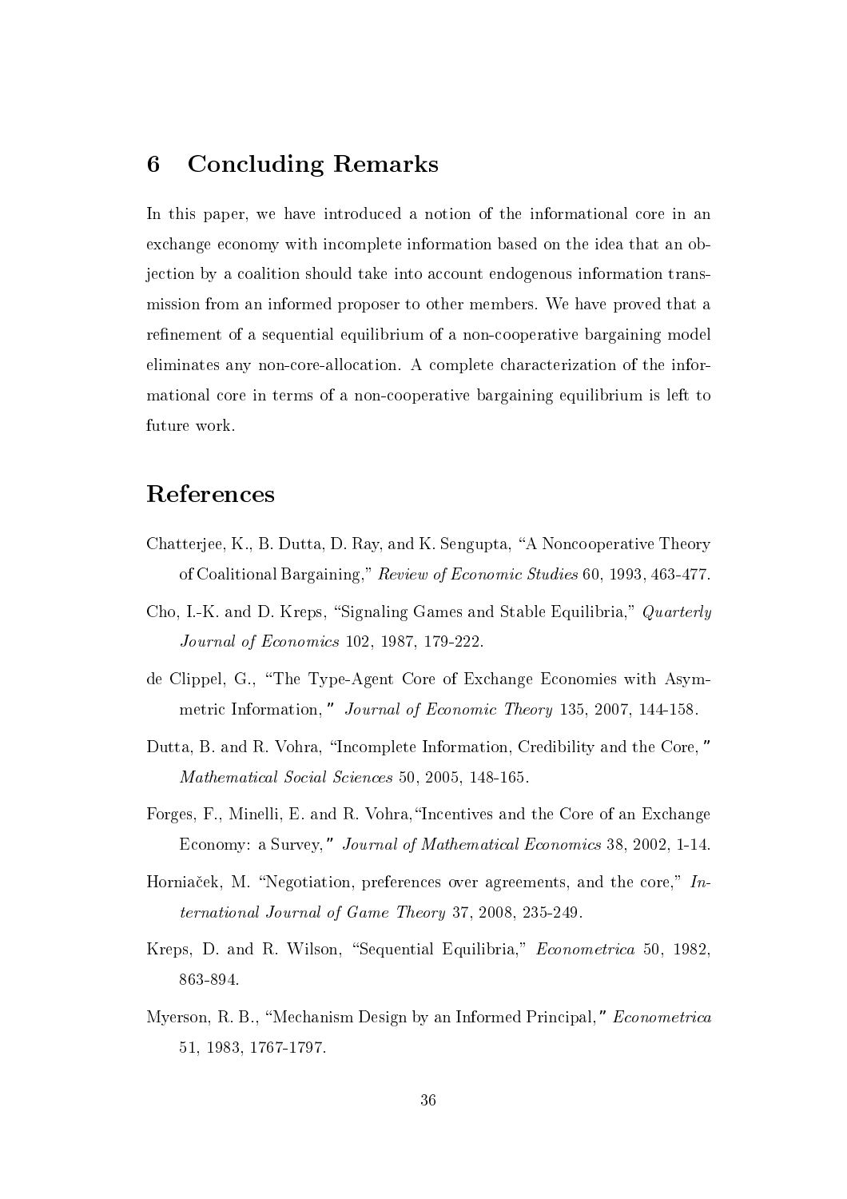## 6 Concluding Remarks

In this paper, we have introduced a notion of the informational core in an exchange economy with incomplete information based on the idea that an objection by a coalition should take into account endogenous information transmission from an informed proposer to other members. We have proved that a refinement of a sequential equilibrium of a non-cooperative bargaining model eliminates any non-core-allocation. A complete characterization of the informational core in terms of a non-cooperative bargaining equilibrium is left to future work.

## References

Chatterjee, K., B. Dutta, D. Ray, and K. Sengupta, "A Noncooperative Theory of Coalitional Bargaining," *Review of Economic Studies* 60, 1993, 463-477.

Cho, I.-K. and D. Kreps, "Signaling Games and Stable Equilibria," *Quarterly Journal of Economics* 102, 1987, 179-222.

de Clippel, G., "The Type-Agent Core of Exchange Economies with Asymmetric Information," *Journal of Economic Theory* 135, 2007, 144-158.

Dutta, B. and R. Vohra, "Incomplete Information, Credibility and the Core," *Mathematical Social Sciences* 50, 2005, 148-165.

Forges, F., Minelli, E. and R. Vohra, "Incentives and the Core of an Exchange Economy: a Survey," *Journal of Mathematical Economics* 38, 2002, 1-14.

Horniaček, M. "Negotiation, preferences over agreements, and the core," *International Journal of Game Theory* 37, 2008, 235-249.

Kreps, D. and R. Wilson, "Sequential Equilibria," *Econometrica* 50, 1982, 863-894.

Myerson, R. B., "Mechanism Design by an Informed Principal," *Econometrica* 51, 1983, 1767-1797.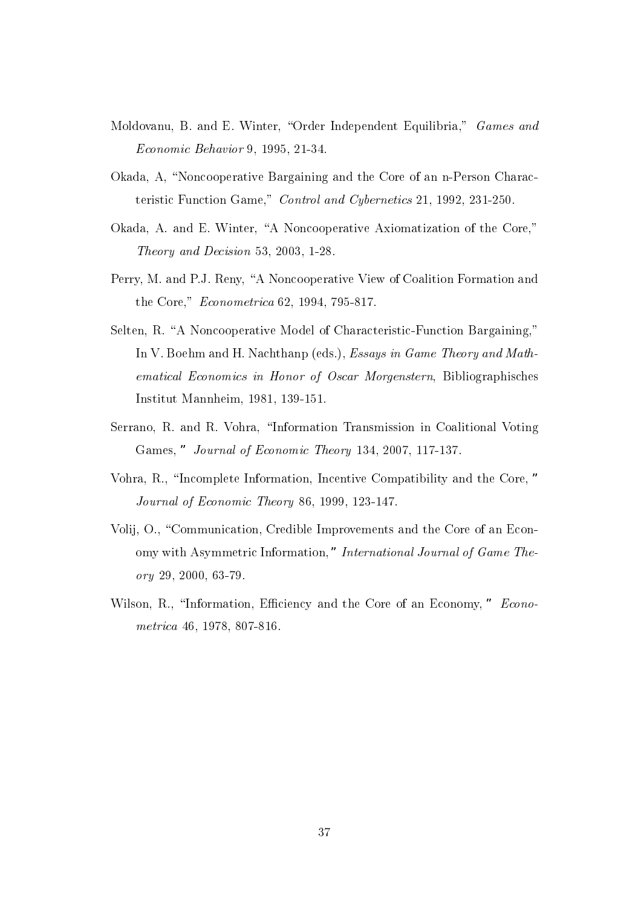Moldovanu, B. and E. Winter, "Order Independent Equilibria," *Games and Economic Behavior* 9, 1995, 21-34.

Okada, A, "Noncooperative Bargaining and the Core of an n-Person Characteristic Function Game," *Control and Cybernetics* 21, 1992, 231-250.

Okada, A. and E. Winter, "A Noncooperative Axiomatization of the Core," *Theory and Decision* 53, 2003, 1-28.

Perry, M. and P.J. Reny, "A Noncooperative View of Coalition Formation and the Core," *Econometrica* 62, 1994, 795-817.

Selten, R. "A Noncooperative Model of Characteristic-Function Bargaining," In V. Boehm and H. Nachthanp (eds.), *Essays in Game Theory and Mathematical Economics in Honor of Oscar Morgenstern*, Bibliographisches Institut Mannheim, 1981, 139-151.

Serrano, R. and R. Vohra, "Information Transmission in Coalitional Voting Games, " *Journal of Economic Theory* 134, 2007, 117-137.

Vohra, R., "Incomplete Information, Incentive Compatibility and the Core, " *Journal of Economic Theory* 86, 1999, 123-147.

Volij, O., "Communication, Credible Improvements and the Core of an Economy with Asymmetric Information, " *International Journal of Game Theory* 29, 2000, 63-79.

Wilson, R., "Information, Efficiency and the Core of an Economy, " *Econometrica* 46, 1978, 807-816.